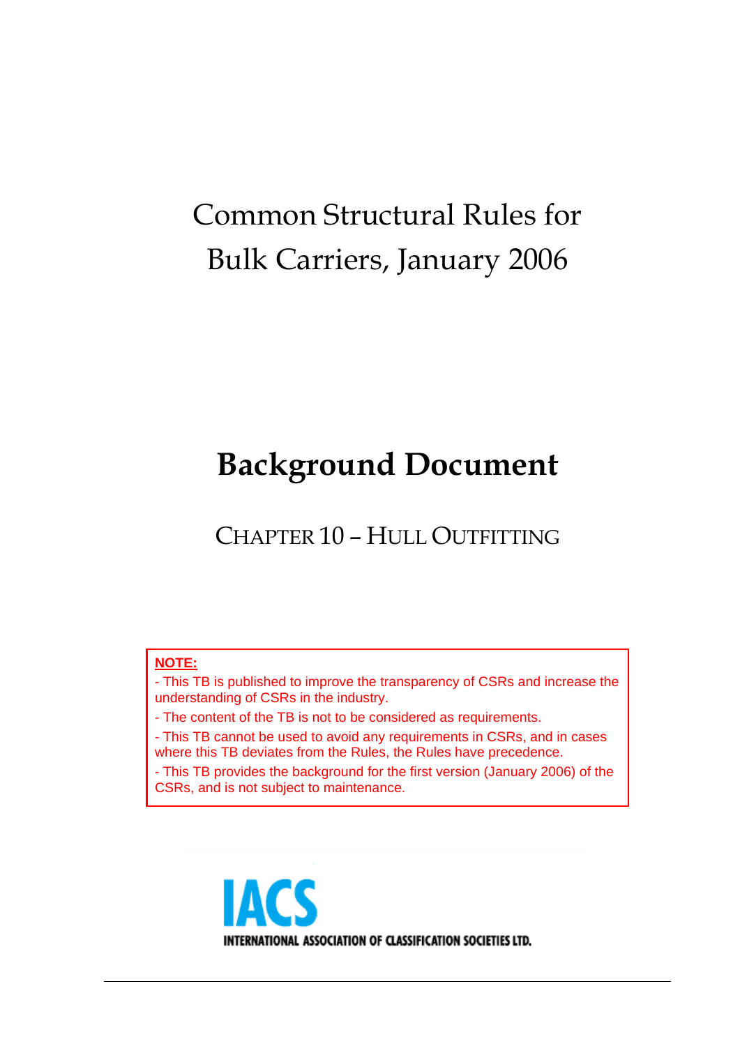# Common Structural Rules for Bulk Carriers, January 2006

# Background Document

## CHAPTER 10 – HULL OUTFITTING

**NOTE:**

- This TB is published to improve the transparency of CSRs and increase the understanding of CSRs in the industry.
- The content of the TB is not to be considered as requirements.
- This TB cannot be used to avoid any requirements in CSRs, and in cases where this TB deviates from the Rules, the Rules have precedence.
- This TB provides the background for the first version (January 2006) of the CSRs, and is not subject to maintenance.

IACS

INTERNATIONAL ASSOCIATION OF CLASSIFICATION SOCIETIES LTD.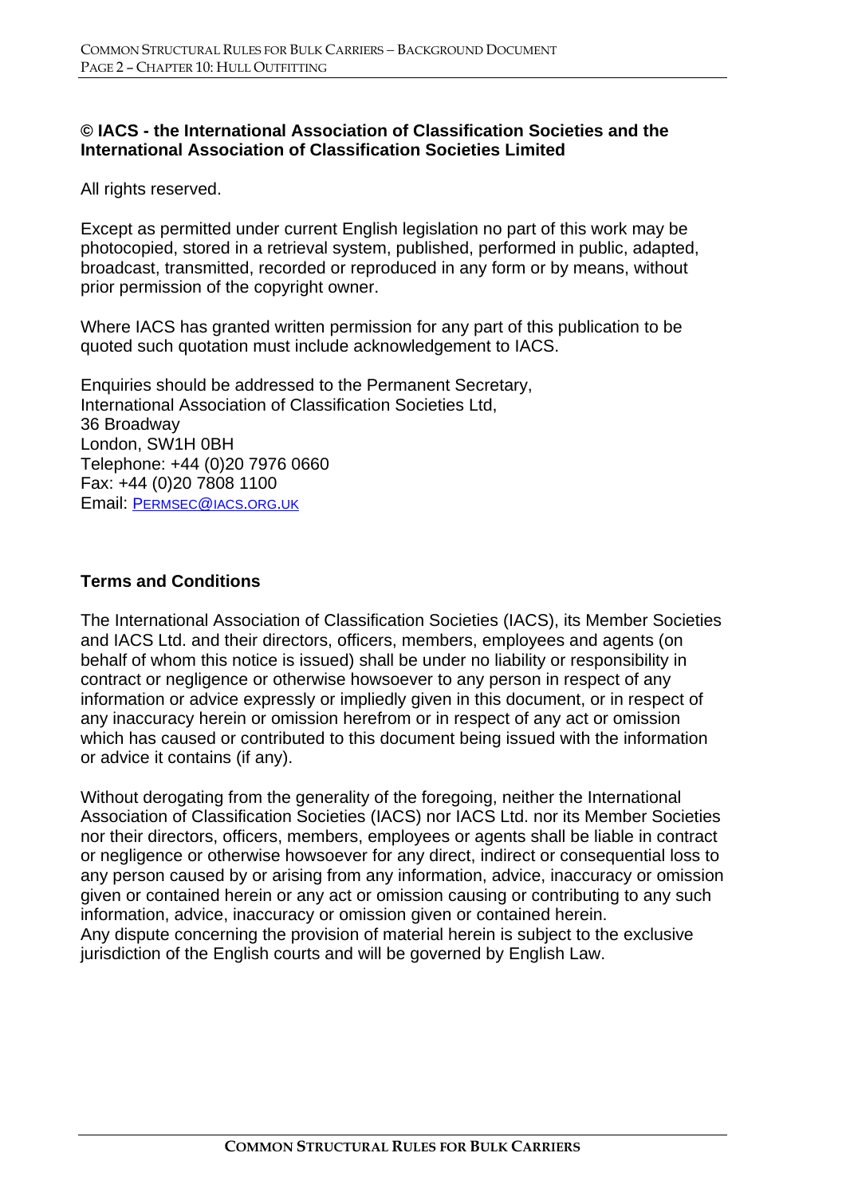**© IACS - the International Association of Classification Societies and the International Association of Classification Societies Limited**

All rights reserved.

Except as permitted under current English legislation no part of this work may be photocopied, stored in a retrieval system, published, performed in public, adapted, broadcast, transmitted, recorded or reproduced in any form or by means, without prior permission of the copyright owner.

Where IACS has granted written permission for any part of this publication to be quoted such quotation must include acknowledgement to IACS.

Enquiries should be addressed to the Permanent Secretary,
International Association of Classification Societies Ltd,
36 Broadway
London, SW1H 0BH
Telephone: +44 (0)20 7976 0660
Fax: +44 (0)20 7808 1100
Email: PERMSEC@IACS.ORG.UK

**Terms and Conditions**

The International Association of Classification Societies (IACS), its Member Societies and IACS Ltd. and their directors, officers, members, employees and agents (on behalf of whom this notice is issued) shall be under no liability or responsibility in contract or negligence or otherwise howsoever to any person in respect of any information or advice expressly or impliedly given in this document, or in respect of any inaccuracy herein or omission herefrom or in respect of any act or omission which has caused or contributed to this document being issued with the information or advice it contains (if any).

Without derogating from the generality of the foregoing, neither the International Association of Classification Societies (IACS) nor IACS Ltd. nor its Member Societies nor their directors, officers, members, employees or agents shall be liable in contract or negligence or otherwise howsoever for any direct, indirect or consequential loss to any person caused by or arising from any information, advice, inaccuracy or omission given or contained herein or any act or omission causing or contributing to any such information, advice, inaccuracy or omission given or contained herein.
Any dispute concerning the provision of material herein is subject to the exclusive jurisdiction of the English courts and will be governed by English Law.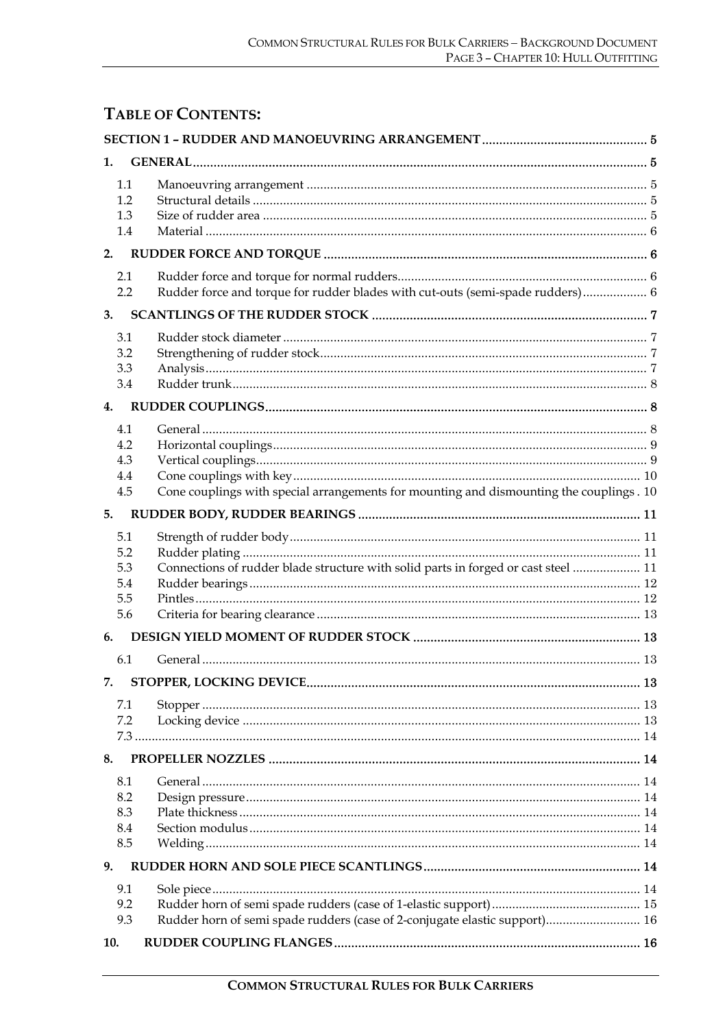# TABLE OF CONTENTS:

**SECTION 1 – RUDDER AND MANOEUVRING ARRANGEMENT** ..... 5

**1. GENERAL** ..... 5

- 1.1 Manoeuvring arrangement ..... 5
- 1.2 Structural details ..... 5
- 1.3 Size of rudder area ..... 5
- 1.4 Material ..... 6

**2. RUDDER FORCE AND TORQUE** ..... 6

- 2.1 Rudder force and torque for normal rudders ..... 6
- 2.2 Rudder force and torque for rudder blades with cut-outs (semi-spade rudders) ..... 6

**3. SCANTLINGS OF THE RUDDER STOCK** ..... 7

- 3.1 Rudder stock diameter ..... 7
- 3.2 Strengthening of rudder stock ..... 7
- 3.3 Analysis ..... 7
- 3.4 Rudder trunk ..... 8

**4. RUDDER COUPLINGS** ..... 8

- 4.1 General ..... 8
- 4.2 Horizontal couplings ..... 9
- 4.3 Vertical couplings ..... 9
- 4.4 Cone couplings with key ..... 10
- 4.5 Cone couplings with special arrangements for mounting and dismounting the couplings ..... 10

**5. RUDDER BODY, RUDDER BEARINGS** ..... 11

- 5.1 Strength of rudder body ..... 11
- 5.2 Rudder plating ..... 11
- 5.3 Connections of rudder blade structure with solid parts in forged or cast steel ..... 11
- 5.4 Rudder bearings ..... 12
- 5.5 Pintles ..... 12
- 5.6 Criteria for bearing clearance ..... 13

**6. DESIGN YIELD MOMENT OF RUDDER STOCK** ..... 13

- 6.1 General ..... 13

**7. STOPPER, LOCKING DEVICE** ..... 13

- 7.1 Stopper ..... 13
- 7.2 Locking device ..... 13
- 7.3 ..... 14

**8. PROPELLER NOZZLES** ..... 14

- 8.1 General ..... 14
- 8.2 Design pressure ..... 14
- 8.3 Plate thickness ..... 14
- 8.4 Section modulus ..... 14
- 8.5 Welding ..... 14

**9. RUDDER HORN AND SOLE PIECE SCANTLINGS** ..... 14

- 9.1 Sole piece ..... 14
- 9.2 Rudder horn of semi spade rudders (case of 1-elastic support) ..... 15
- 9.3 Rudder horn of semi spade rudders (case of 2-conjugate elastic support) ..... 16

**10. RUDDER COUPLING FLANGES** ..... 16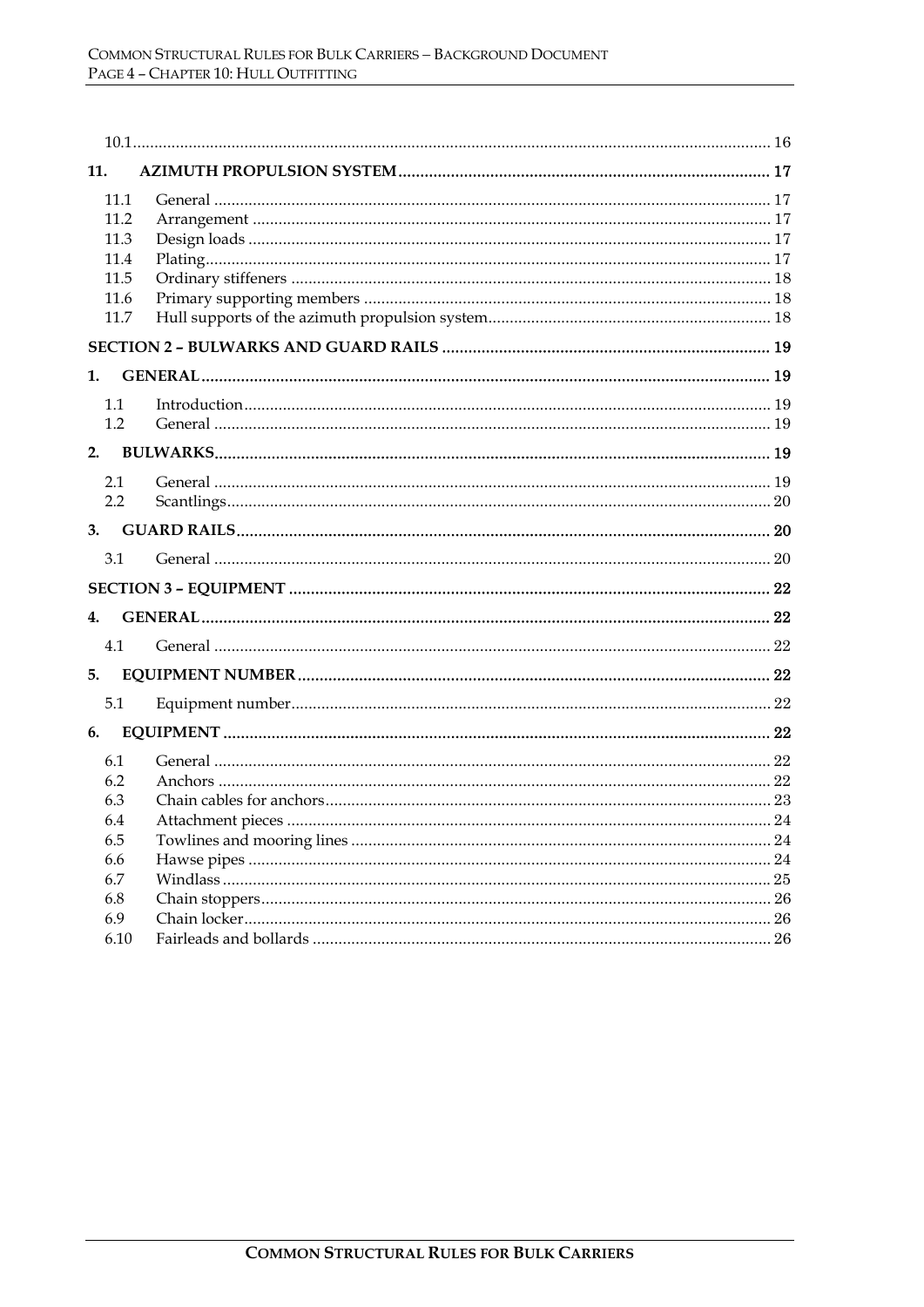10.1 ..... 16

**11. AZIMUTH PROPULSION SYSTEM ..... 17**

- 11.1 General ..... 17
- 11.2 Arrangement ..... 17
- 11.3 Design loads ..... 17
- 11.4 Plating ..... 17
- 11.5 Ordinary stiffeners ..... 18
- 11.6 Primary supporting members ..... 18
- 11.7 Hull supports of the azimuth propulsion system ..... 18

**SECTION 2 – BULWARKS AND GUARD RAILS ..... 19**

**1. GENERAL ..... 19**

- 1.1 Introduction ..... 19
- 1.2 General ..... 19

**2. BULWARKS ..... 19**

- 2.1 General ..... 19
- 2.2 Scantlings ..... 20

**3. GUARD RAILS ..... 20**

- 3.1 General ..... 20

**SECTION 3 – EQUIPMENT ..... 22**

**4. GENERAL ..... 22**

- 4.1 General ..... 22

**5. EQUIPMENT NUMBER ..... 22**

- 5.1 Equipment number ..... 22

**6. EQUIPMENT ..... 22**

- 6.1 General ..... 22
- 6.2 Anchors ..... 22
- 6.3 Chain cables for anchors ..... 23
- 6.4 Attachment pieces ..... 24
- 6.5 Towlines and mooring lines ..... 24
- 6.6 Hawse pipes ..... 24
- 6.7 Windlass ..... 25
- 6.8 Chain stoppers ..... 26
- 6.9 Chain locker ..... 26
- 6.10 Fairleads and bollards ..... 26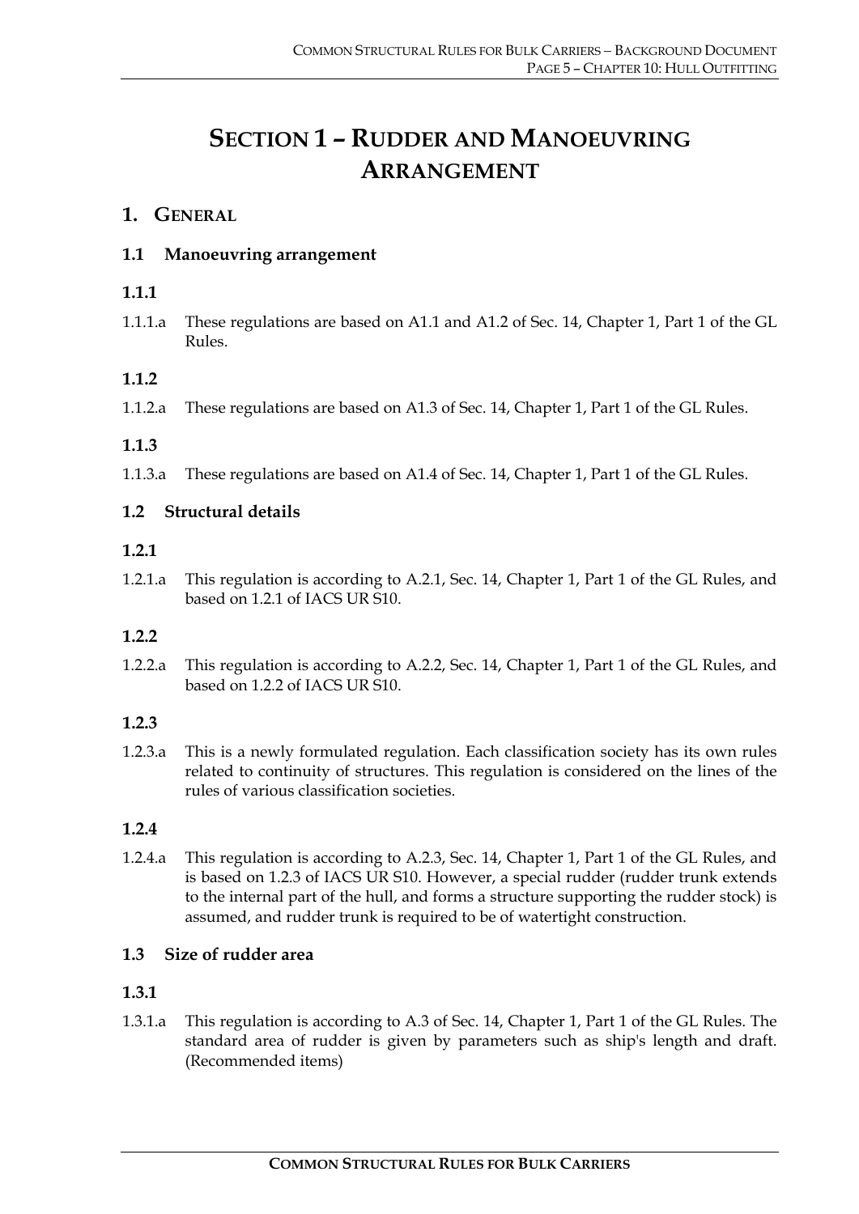# SECTION 1 – RUDDER AND MANOEUVRING ARRANGEMENT

## 1. GENERAL

### 1.1 Manoeuvring arrangement

#### 1.1.1

1.1.1.a These regulations are based on A1.1 and A1.2 of Sec. 14, Chapter 1, Part 1 of the GL Rules.

#### 1.1.2

1.1.2.a These regulations are based on A1.3 of Sec. 14, Chapter 1, Part 1 of the GL Rules.

#### 1.1.3

1.1.3.a These regulations are based on A1.4 of Sec. 14, Chapter 1, Part 1 of the GL Rules.

### 1.2 Structural details

#### 1.2.1

1.2.1.a This regulation is according to A.2.1, Sec. 14, Chapter 1, Part 1 of the GL Rules, and based on 1.2.1 of IACS UR S10.

#### 1.2.2

1.2.2.a This regulation is according to A.2.2, Sec. 14, Chapter 1, Part 1 of the GL Rules, and based on 1.2.2 of IACS UR S10.

#### 1.2.3

1.2.3.a This is a newly formulated regulation. Each classification society has its own rules related to continuity of structures. This regulation is considered on the lines of the rules of various classification societies.

#### 1.2.4

1.2.4.a This regulation is according to A.2.3, Sec. 14, Chapter 1, Part 1 of the GL Rules, and is based on 1.2.3 of IACS UR S10. However, a special rudder (rudder trunk extends to the internal part of the hull, and forms a structure supporting the rudder stock) is assumed, and rudder trunk is required to be of watertight construction.

### 1.3 Size of rudder area

#### 1.3.1

1.3.1.a This regulation is according to A.3 of Sec. 14, Chapter 1, Part 1 of the GL Rules. The standard area of rudder is given by parameters such as ship's length and draft. (Recommended items)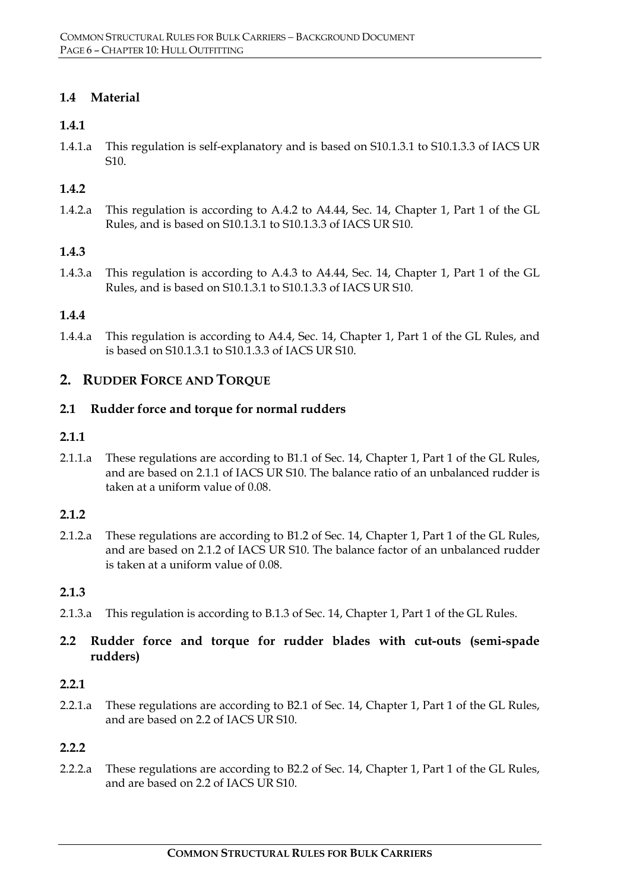### 1.4 Material

#### 1.4.1

1.4.1.a This regulation is self-explanatory and is based on S10.1.3.1 to S10.1.3.3 of IACS UR S10.

#### 1.4.2

1.4.2.a This regulation is according to A.4.2 to A4.44, Sec. 14, Chapter 1, Part 1 of the GL Rules, and is based on S10.1.3.1 to S10.1.3.3 of IACS UR S10.

#### 1.4.3

1.4.3.a This regulation is according to A.4.3 to A4.44, Sec. 14, Chapter 1, Part 1 of the GL Rules, and is based on S10.1.3.1 to S10.1.3.3 of IACS UR S10.

#### 1.4.4

1.4.4.a This regulation is according to A4.4, Sec. 14, Chapter 1, Part 1 of the GL Rules, and is based on S10.1.3.1 to S10.1.3.3 of IACS UR S10.

## 2. Rudder Force and Torque

### 2.1 Rudder force and torque for normal rudders

#### 2.1.1

2.1.1.a These regulations are according to B1.1 of Sec. 14, Chapter 1, Part 1 of the GL Rules, and are based on 2.1.1 of IACS UR S10. The balance ratio of an unbalanced rudder is taken at a uniform value of 0.08.

#### 2.1.2

2.1.2.a These regulations are according to B1.2 of Sec. 14, Chapter 1, Part 1 of the GL Rules, and are based on 2.1.2 of IACS UR S10. The balance factor of an unbalanced rudder is taken at a uniform value of 0.08.

#### 2.1.3

2.1.3.a This regulation is according to B.1.3 of Sec. 14, Chapter 1, Part 1 of the GL Rules.

### 2.2 Rudder force and torque for rudder blades with cut-outs (semi-spade rudders)

#### 2.2.1

2.2.1.a These regulations are according to B2.1 of Sec. 14, Chapter 1, Part 1 of the GL Rules, and are based on 2.2 of IACS UR S10.

#### 2.2.2

2.2.2.a These regulations are according to B2.2 of Sec. 14, Chapter 1, Part 1 of the GL Rules, and are based on 2.2 of IACS UR S10.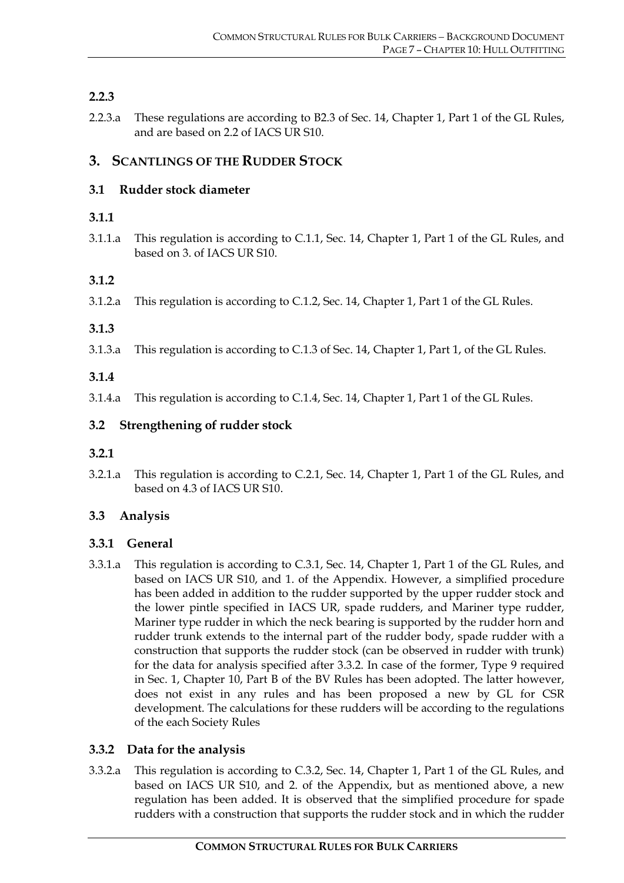### 2.2.3

2.2.3.a These regulations are according to B2.3 of Sec. 14, Chapter 1, Part 1 of the GL Rules, and are based on 2.2 of IACS UR S10.

## 3. SCANTLINGS OF THE RUDDER STOCK

### 3.1 Rudder stock diameter

### 3.1.1

3.1.1.a This regulation is according to C.1.1, Sec. 14, Chapter 1, Part 1 of the GL Rules, and based on 3. of IACS UR S10.

### 3.1.2

3.1.2.a This regulation is according to C.1.2, Sec. 14, Chapter 1, Part 1 of the GL Rules.

### 3.1.3

3.1.3.a This regulation is according to C.1.3 of Sec. 14, Chapter 1, Part 1, of the GL Rules.

### 3.1.4

3.1.4.a This regulation is according to C.1.4, Sec. 14, Chapter 1, Part 1 of the GL Rules.

### 3.2 Strengthening of rudder stock

### 3.2.1

3.2.1.a This regulation is according to C.2.1, Sec. 14, Chapter 1, Part 1 of the GL Rules, and based on 4.3 of IACS UR S10.

### 3.3 Analysis

### 3.3.1 General

3.3.1.a This regulation is according to C.3.1, Sec. 14, Chapter 1, Part 1 of the GL Rules, and based on IACS UR S10, and 1. of the Appendix. However, a simplified procedure has been added in addition to the rudder supported by the upper rudder stock and the lower pintle specified in IACS UR, spade rudders, and Mariner type rudder, Mariner type rudder in which the neck bearing is supported by the rudder horn and rudder trunk extends to the internal part of the rudder body, spade rudder with a construction that supports the rudder stock (can be observed in rudder with trunk) for the data for analysis specified after 3.3.2. In case of the former, Type 9 required in Sec. 1, Chapter 10, Part B of the BV Rules has been adopted. The latter however, does not exist in any rules and has been proposed a new by GL for CSR development. The calculations for these rudders will be according to the regulations of the each Society Rules

### 3.3.2 Data for the analysis

3.3.2.a This regulation is according to C.3.2, Sec. 14, Chapter 1, Part 1 of the GL Rules, and based on IACS UR S10, and 2. of the Appendix, but as mentioned above, a new regulation has been added. It is observed that the simplified procedure for spade rudders with a construction that supports the rudder stock and in which the rudder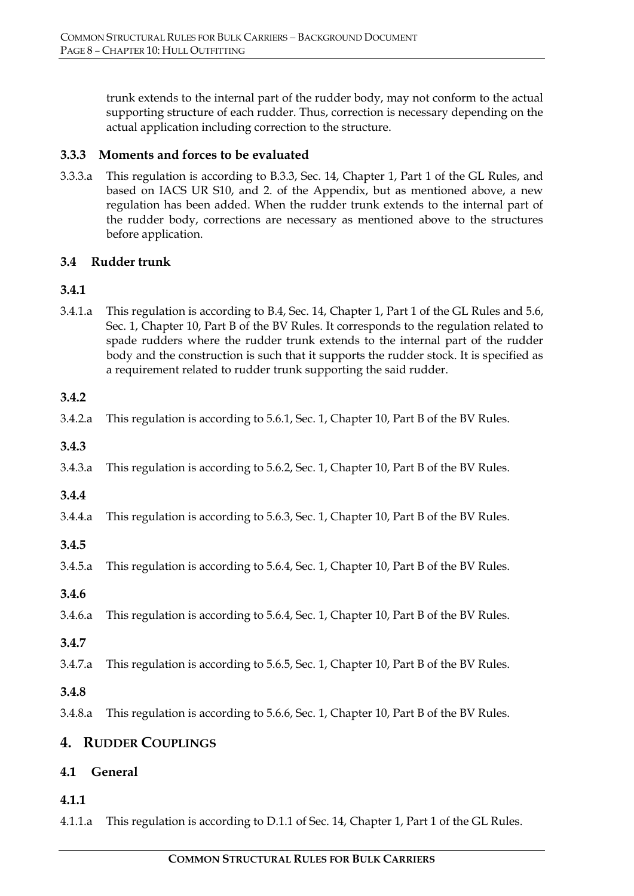trunk extends to the internal part of the rudder body, may not conform to the actual supporting structure of each rudder. Thus, correction is necessary depending on the actual application including correction to the structure.

### 3.3.3 Moments and forces to be evaluated

3.3.3.a This regulation is according to B.3.3, Sec. 14, Chapter 1, Part 1 of the GL Rules, and based on IACS UR S10, and 2. of the Appendix, but as mentioned above, a new regulation has been added. When the rudder trunk extends to the internal part of the rudder body, corrections are necessary as mentioned above to the structures before application.

### 3.4 Rudder trunk

#### 3.4.1

3.4.1.a This regulation is according to B.4, Sec. 14, Chapter 1, Part 1 of the GL Rules and 5.6, Sec. 1, Chapter 10, Part B of the BV Rules. It corresponds to the regulation related to spade rudders where the rudder trunk extends to the internal part of the rudder body and the construction is such that it supports the rudder stock. It is specified as a requirement related to rudder trunk supporting the said rudder.

#### 3.4.2

3.4.2.a This regulation is according to 5.6.1, Sec. 1, Chapter 10, Part B of the BV Rules.

#### 3.4.3

3.4.3.a This regulation is according to 5.6.2, Sec. 1, Chapter 10, Part B of the BV Rules.

#### 3.4.4

3.4.4.a This regulation is according to 5.6.3, Sec. 1, Chapter 10, Part B of the BV Rules.

#### 3.4.5

3.4.5.a This regulation is according to 5.6.4, Sec. 1, Chapter 10, Part B of the BV Rules.

#### 3.4.6

3.4.6.a This regulation is according to 5.6.4, Sec. 1, Chapter 10, Part B of the BV Rules.

#### 3.4.7

3.4.7.a This regulation is according to 5.6.5, Sec. 1, Chapter 10, Part B of the BV Rules.

#### 3.4.8

3.4.8.a This regulation is according to 5.6.6, Sec. 1, Chapter 10, Part B of the BV Rules.

## 4. Rudder Couplings

### 4.1 General

#### 4.1.1

4.1.1.a This regulation is according to D.1.1 of Sec. 14, Chapter 1, Part 1 of the GL Rules.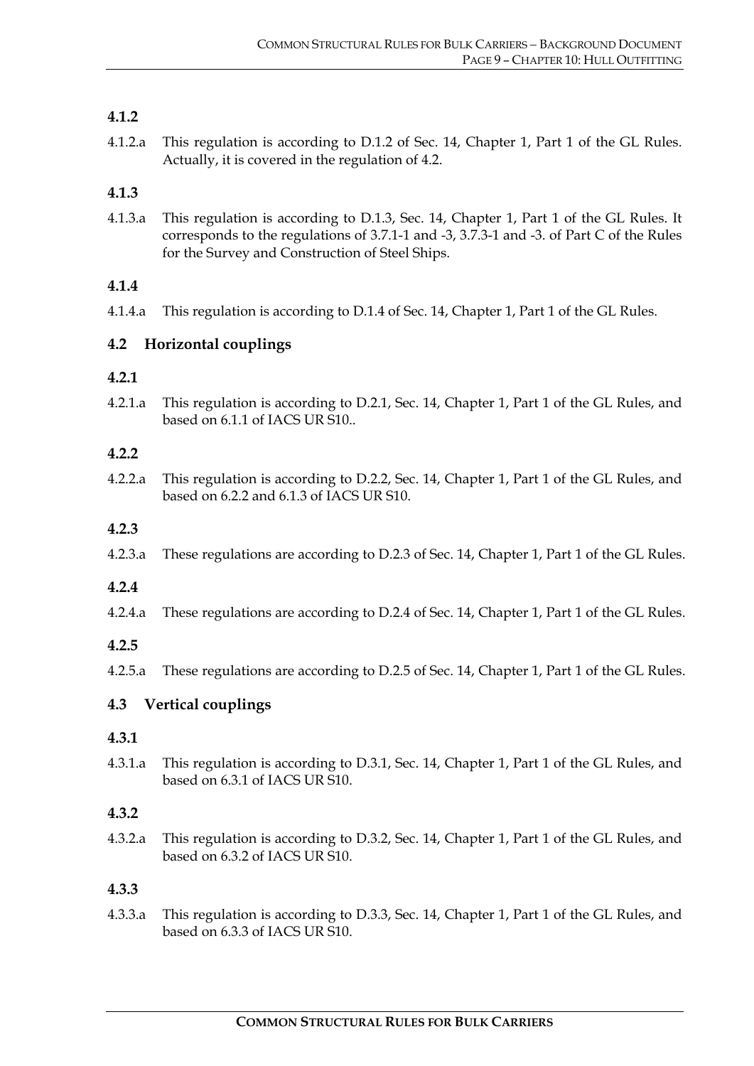### 4.1.2

4.1.2.a This regulation is according to D.1.2 of Sec. 14, Chapter 1, Part 1 of the GL Rules. Actually, it is covered in the regulation of 4.2.

### 4.1.3

4.1.3.a This regulation is according to D.1.3, Sec. 14, Chapter 1, Part 1 of the GL Rules. It corresponds to the regulations of 3.7.1-1 and -3, 3.7.3-1 and -3. of Part C of the Rules for the Survey and Construction of Steel Ships.

### 4.1.4

4.1.4.a This regulation is according to D.1.4 of Sec. 14, Chapter 1, Part 1 of the GL Rules.

## 4.2 Horizontal couplings

### 4.2.1

4.2.1.a This regulation is according to D.2.1, Sec. 14, Chapter 1, Part 1 of the GL Rules, and based on 6.1.1 of IACS UR S10..

### 4.2.2

4.2.2.a This regulation is according to D.2.2, Sec. 14, Chapter 1, Part 1 of the GL Rules, and based on 6.2.2 and 6.1.3 of IACS UR S10.

### 4.2.3

4.2.3.a These regulations are according to D.2.3 of Sec. 14, Chapter 1, Part 1 of the GL Rules.

### 4.2.4

4.2.4.a These regulations are according to D.2.4 of Sec. 14, Chapter 1, Part 1 of the GL Rules.

### 4.2.5

4.2.5.a These regulations are according to D.2.5 of Sec. 14, Chapter 1, Part 1 of the GL Rules.

## 4.3 Vertical couplings

### 4.3.1

4.3.1.a This regulation is according to D.3.1, Sec. 14, Chapter 1, Part 1 of the GL Rules, and based on 6.3.1 of IACS UR S10.

### 4.3.2

4.3.2.a This regulation is according to D.3.2, Sec. 14, Chapter 1, Part 1 of the GL Rules, and based on 6.3.2 of IACS UR S10.

### 4.3.3

4.3.3.a This regulation is according to D.3.3, Sec. 14, Chapter 1, Part 1 of the GL Rules, and based on 6.3.3 of IACS UR S10.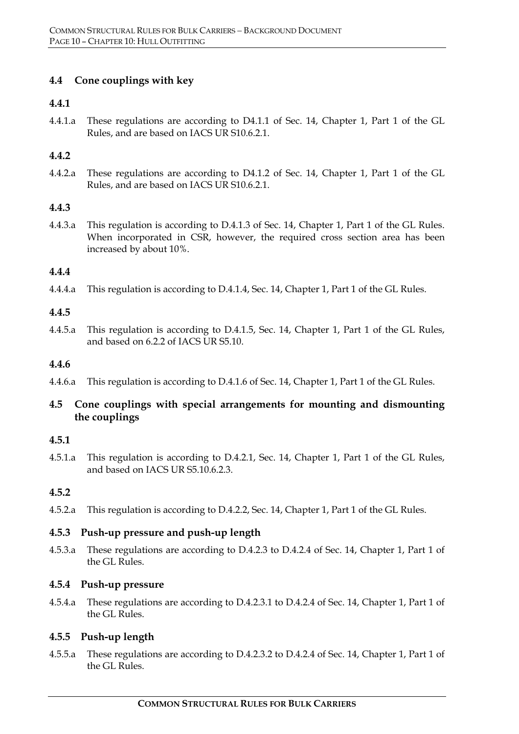## 4.4 Cone couplings with key

### 4.4.1

4.4.1.a These regulations are according to D4.1.1 of Sec. 14, Chapter 1, Part 1 of the GL Rules, and are based on IACS UR S10.6.2.1.

### 4.4.2

4.4.2.a These regulations are according to D4.1.2 of Sec. 14, Chapter 1, Part 1 of the GL Rules, and are based on IACS UR S10.6.2.1.

### 4.4.3

4.4.3.a This regulation is according to D.4.1.3 of Sec. 14, Chapter 1, Part 1 of the GL Rules. When incorporated in CSR, however, the required cross section area has been increased by about 10%.

### 4.4.4

4.4.4.a This regulation is according to D.4.1.4, Sec. 14, Chapter 1, Part 1 of the GL Rules.

### 4.4.5

4.4.5.a This regulation is according to D.4.1.5, Sec. 14, Chapter 1, Part 1 of the GL Rules, and based on 6.2.2 of IACS UR S5.10.

### 4.4.6

4.4.6.a This regulation is according to D.4.1.6 of Sec. 14, Chapter 1, Part 1 of the GL Rules.

## 4.5 Cone couplings with special arrangements for mounting and dismounting the couplings

### 4.5.1

4.5.1.a This regulation is according to D.4.2.1, Sec. 14, Chapter 1, Part 1 of the GL Rules, and based on IACS UR S5.10.6.2.3.

### 4.5.2

4.5.2.a This regulation is according to D.4.2.2, Sec. 14, Chapter 1, Part 1 of the GL Rules.

### 4.5.3 Push-up pressure and push-up length

4.5.3.a These regulations are according to D.4.2.3 to D.4.2.4 of Sec. 14, Chapter 1, Part 1 of the GL Rules.

### 4.5.4 Push-up pressure

4.5.4.a These regulations are according to D.4.2.3.1 to D.4.2.4 of Sec. 14, Chapter 1, Part 1 of the GL Rules.

### 4.5.5 Push-up length

4.5.5.a These regulations are according to D.4.2.3.2 to D.4.2.4 of Sec. 14, Chapter 1, Part 1 of the GL Rules.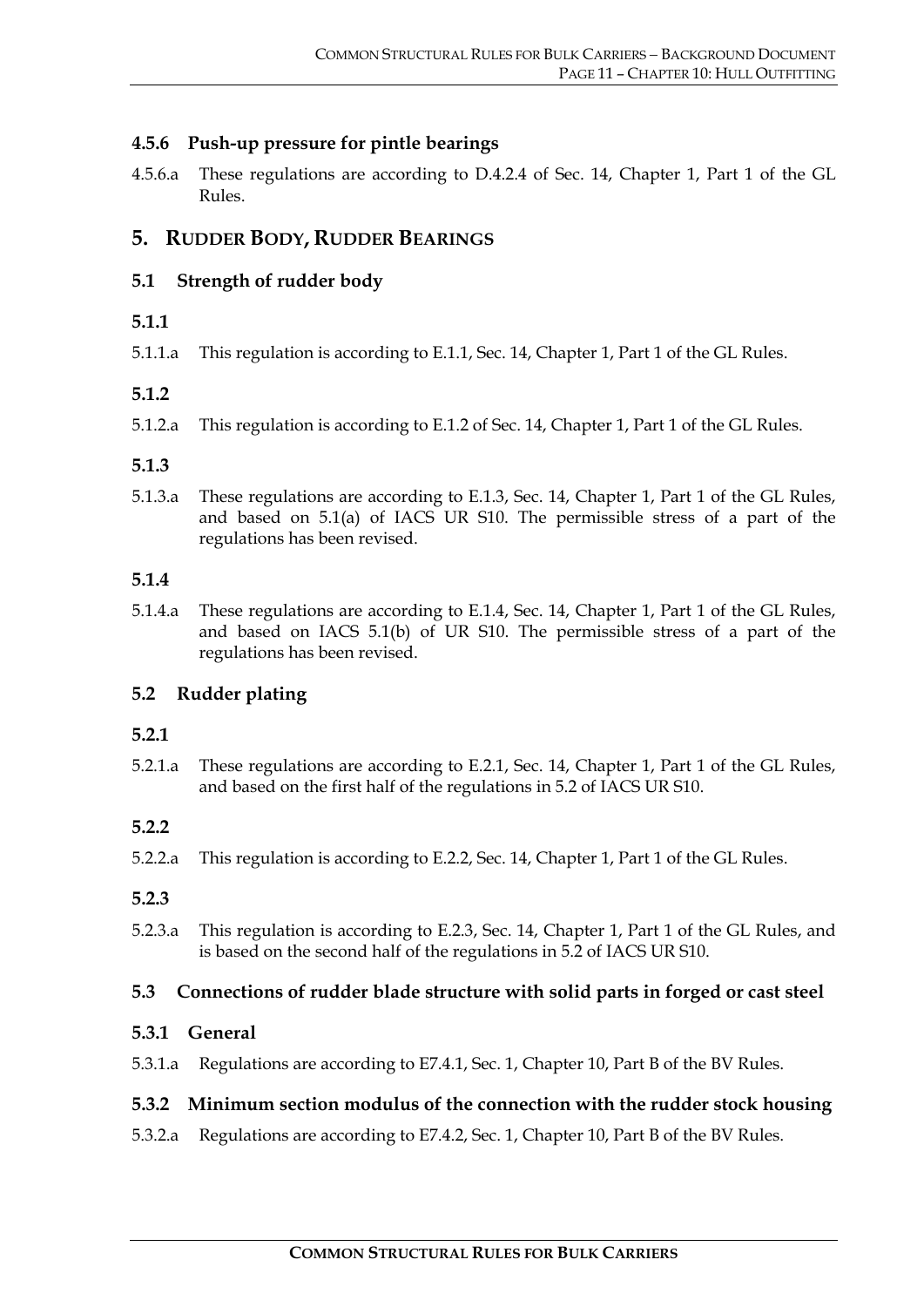### 4.5.6 Push-up pressure for pintle bearings

4.5.6.a These regulations are according to D.4.2.4 of Sec. 14, Chapter 1, Part 1 of the GL Rules.

## 5. RUDDER BODY, RUDDER BEARINGS

### 5.1 Strength of rudder body

#### 5.1.1

5.1.1.a This regulation is according to E.1.1, Sec. 14, Chapter 1, Part 1 of the GL Rules.

#### 5.1.2

5.1.2.a This regulation is according to E.1.2 of Sec. 14, Chapter 1, Part 1 of the GL Rules.

#### 5.1.3

5.1.3.a These regulations are according to E.1.3, Sec. 14, Chapter 1, Part 1 of the GL Rules, and based on 5.1(a) of IACS UR S10. The permissible stress of a part of the regulations has been revised.

#### 5.1.4

5.1.4.a These regulations are according to E.1.4, Sec. 14, Chapter 1, Part 1 of the GL Rules, and based on IACS 5.1(b) of UR S10. The permissible stress of a part of the regulations has been revised.

### 5.2 Rudder plating

#### 5.2.1

5.2.1.a These regulations are according to E.2.1, Sec. 14, Chapter 1, Part 1 of the GL Rules, and based on the first half of the regulations in 5.2 of IACS UR S10.

#### 5.2.2

5.2.2.a This regulation is according to E.2.2, Sec. 14, Chapter 1, Part 1 of the GL Rules.

#### 5.2.3

5.2.3.a This regulation is according to E.2.3, Sec. 14, Chapter 1, Part 1 of the GL Rules, and is based on the second half of the regulations in 5.2 of IACS UR S10.

### 5.3 Connections of rudder blade structure with solid parts in forged or cast steel

#### 5.3.1 General

5.3.1.a Regulations are according to E7.4.1, Sec. 1, Chapter 10, Part B of the BV Rules.

#### 5.3.2 Minimum section modulus of the connection with the rudder stock housing

5.3.2.a Regulations are according to E7.4.2, Sec. 1, Chapter 10, Part B of the BV Rules.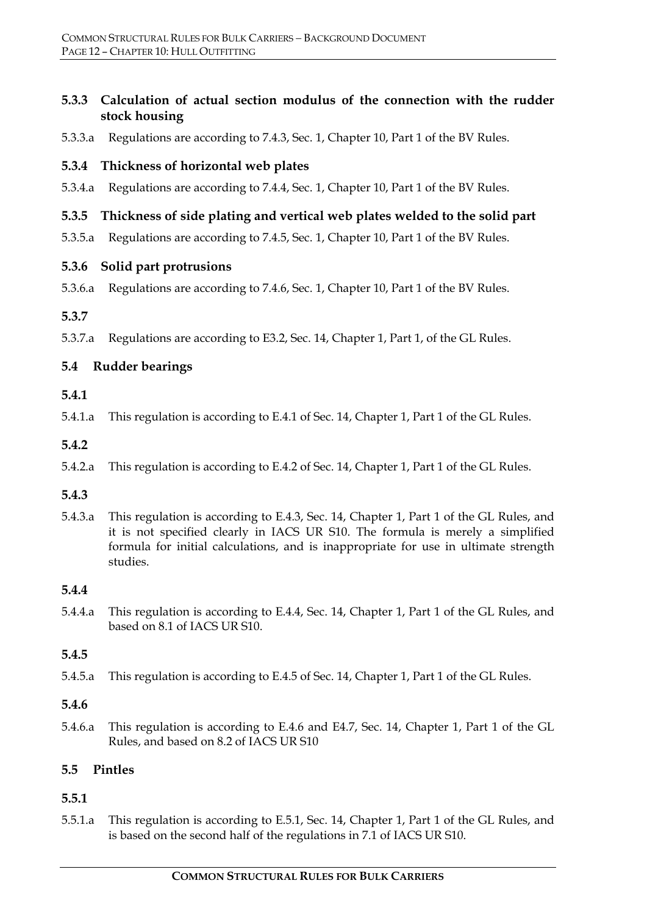### 5.3.3 Calculation of actual section modulus of the connection with the rudder stock housing

5.3.3.a Regulations are according to 7.4.3, Sec. 1, Chapter 10, Part 1 of the BV Rules.

### 5.3.4 Thickness of horizontal web plates

5.3.4.a Regulations are according to 7.4.4, Sec. 1, Chapter 10, Part 1 of the BV Rules.

### 5.3.5 Thickness of side plating and vertical web plates welded to the solid part

5.3.5.a Regulations are according to 7.4.5, Sec. 1, Chapter 10, Part 1 of the BV Rules.

### 5.3.6 Solid part protrusions

5.3.6.a Regulations are according to 7.4.6, Sec. 1, Chapter 10, Part 1 of the BV Rules.

### 5.3.7

5.3.7.a Regulations are according to E3.2, Sec. 14, Chapter 1, Part 1, of the GL Rules.

## 5.4 Rudder bearings

### 5.4.1

5.4.1.a This regulation is according to E.4.1 of Sec. 14, Chapter 1, Part 1 of the GL Rules.

### 5.4.2

5.4.2.a This regulation is according to E.4.2 of Sec. 14, Chapter 1, Part 1 of the GL Rules.

### 5.4.3

5.4.3.a This regulation is according to E.4.3, Sec. 14, Chapter 1, Part 1 of the GL Rules, and it is not specified clearly in IACS UR S10. The formula is merely a simplified formula for initial calculations, and is inappropriate for use in ultimate strength studies.

### 5.4.4

5.4.4.a This regulation is according to E.4.4, Sec. 14, Chapter 1, Part 1 of the GL Rules, and based on 8.1 of IACS UR S10.

### 5.4.5

5.4.5.a This regulation is according to E.4.5 of Sec. 14, Chapter 1, Part 1 of the GL Rules.

### 5.4.6

5.4.6.a This regulation is according to E.4.6 and E4.7, Sec. 14, Chapter 1, Part 1 of the GL Rules, and based on 8.2 of IACS UR S10

## 5.5 Pintles

### 5.5.1

5.5.1.a This regulation is according to E.5.1, Sec. 14, Chapter 1, Part 1 of the GL Rules, and is based on the second half of the regulations in 7.1 of IACS UR S10.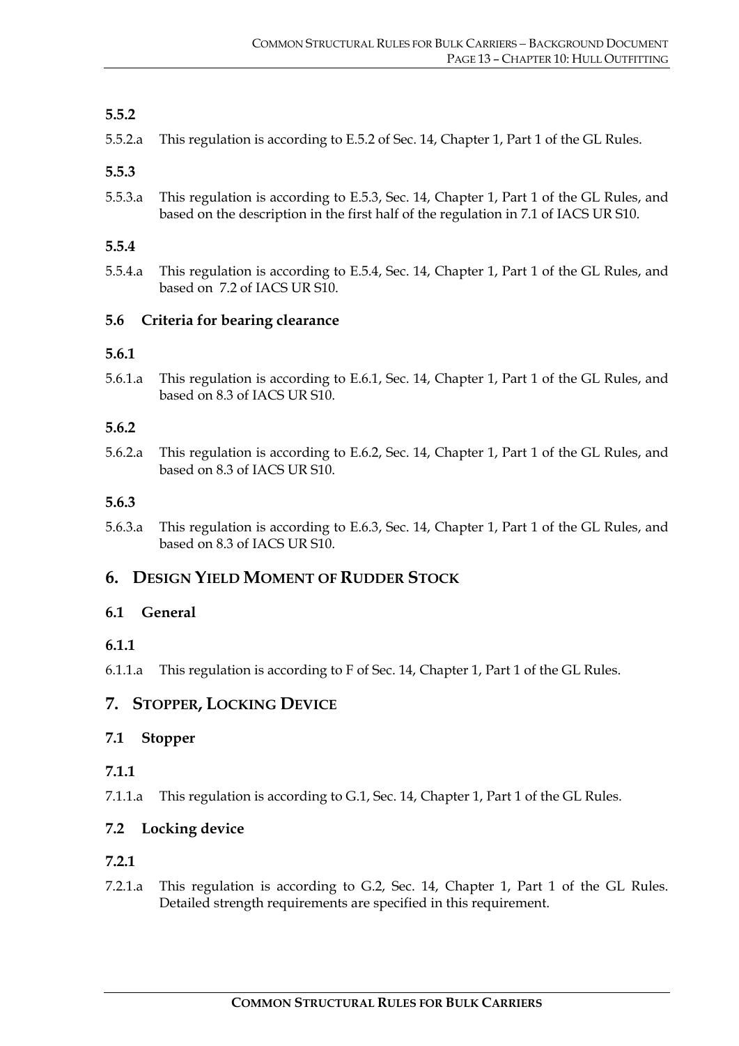### 5.5.2

5.5.2.a This regulation is according to E.5.2 of Sec. 14, Chapter 1, Part 1 of the GL Rules.

### 5.5.3

5.5.3.a This regulation is according to E.5.3, Sec. 14, Chapter 1, Part 1 of the GL Rules, and based on the description in the first half of the regulation in 7.1 of IACS UR S10.

### 5.5.4

5.5.4.a This regulation is according to E.5.4, Sec. 14, Chapter 1, Part 1 of the GL Rules, and based on 7.2 of IACS UR S10.

### 5.6 Criteria for bearing clearance

### 5.6.1

5.6.1.a This regulation is according to E.6.1, Sec. 14, Chapter 1, Part 1 of the GL Rules, and based on 8.3 of IACS UR S10.

### 5.6.2

5.6.2.a This regulation is according to E.6.2, Sec. 14, Chapter 1, Part 1 of the GL Rules, and based on 8.3 of IACS UR S10.

### 5.6.3

5.6.3.a This regulation is according to E.6.3, Sec. 14, Chapter 1, Part 1 of the GL Rules, and based on 8.3 of IACS UR S10.

## 6. Design Yield Moment of Rudder Stock

### 6.1 General

### 6.1.1

6.1.1.a This regulation is according to F of Sec. 14, Chapter 1, Part 1 of the GL Rules.

## 7. Stopper, Locking Device

### 7.1 Stopper

### 7.1.1

7.1.1.a This regulation is according to G.1, Sec. 14, Chapter 1, Part 1 of the GL Rules.

### 7.2 Locking device

### 7.2.1

7.2.1.a This regulation is according to G.2, Sec. 14, Chapter 1, Part 1 of the GL Rules. Detailed strength requirements are specified in this requirement.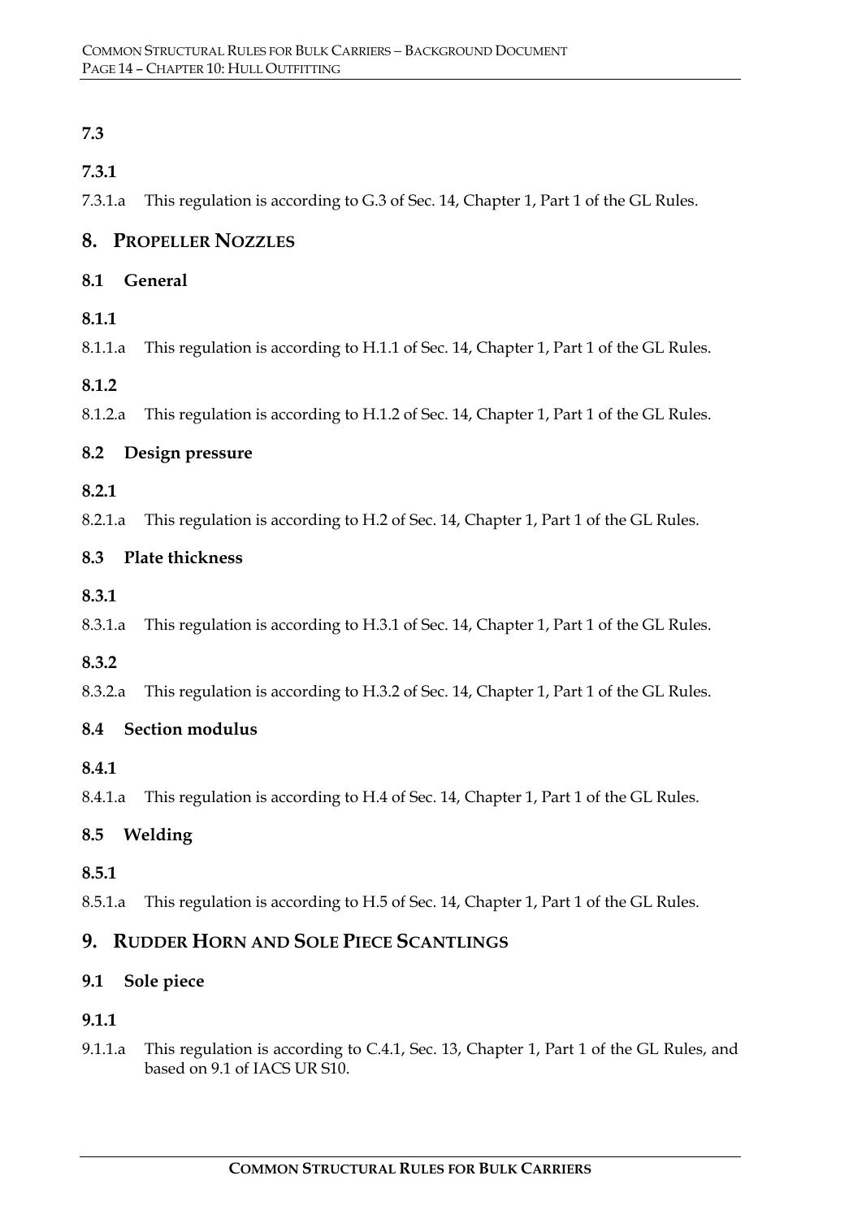### 7.3

#### 7.3.1

7.3.1.a This regulation is according to G.3 of Sec. 14, Chapter 1, Part 1 of the GL Rules.

## 8. Propeller Nozzles

### 8.1 General

#### 8.1.1

8.1.1.a This regulation is according to H.1.1 of Sec. 14, Chapter 1, Part 1 of the GL Rules.

#### 8.1.2

8.1.2.a This regulation is according to H.1.2 of Sec. 14, Chapter 1, Part 1 of the GL Rules.

### 8.2 Design pressure

#### 8.2.1

8.2.1.a This regulation is according to H.2 of Sec. 14, Chapter 1, Part 1 of the GL Rules.

### 8.3 Plate thickness

#### 8.3.1

8.3.1.a This regulation is according to H.3.1 of Sec. 14, Chapter 1, Part 1 of the GL Rules.

#### 8.3.2

8.3.2.a This regulation is according to H.3.2 of Sec. 14, Chapter 1, Part 1 of the GL Rules.

### 8.4 Section modulus

#### 8.4.1

8.4.1.a This regulation is according to H.4 of Sec. 14, Chapter 1, Part 1 of the GL Rules.

### 8.5 Welding

#### 8.5.1

8.5.1.a This regulation is according to H.5 of Sec. 14, Chapter 1, Part 1 of the GL Rules.

## 9. Rudder Horn and Sole Piece Scantlings

### 9.1 Sole piece

#### 9.1.1

9.1.1.a This regulation is according to C.4.1, Sec. 13, Chapter 1, Part 1 of the GL Rules, and based on 9.1 of IACS UR S10.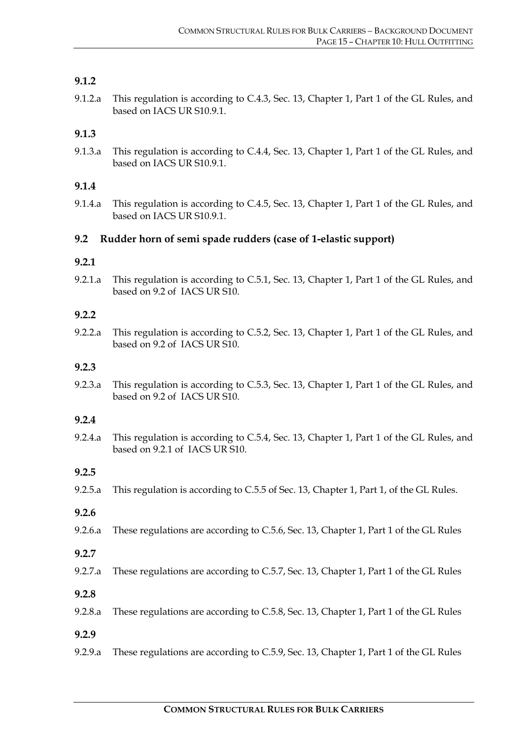### 9.1.2

9.1.2.a This regulation is according to C.4.3, Sec. 13, Chapter 1, Part 1 of the GL Rules, and based on IACS UR S10.9.1.

### 9.1.3

9.1.3.a This regulation is according to C.4.4, Sec. 13, Chapter 1, Part 1 of the GL Rules, and based on IACS UR S10.9.1.

### 9.1.4

9.1.4.a This regulation is according to C.4.5, Sec. 13, Chapter 1, Part 1 of the GL Rules, and based on IACS UR S10.9.1.

## 9.2 Rudder horn of semi spade rudders (case of 1-elastic support)

### 9.2.1

9.2.1.a This regulation is according to C.5.1, Sec. 13, Chapter 1, Part 1 of the GL Rules, and based on 9.2 of IACS UR S10.

### 9.2.2

9.2.2.a This regulation is according to C.5.2, Sec. 13, Chapter 1, Part 1 of the GL Rules, and based on 9.2 of IACS UR S10.

### 9.2.3

9.2.3.a This regulation is according to C.5.3, Sec. 13, Chapter 1, Part 1 of the GL Rules, and based on 9.2 of IACS UR S10.

### 9.2.4

9.2.4.a This regulation is according to C.5.4, Sec. 13, Chapter 1, Part 1 of the GL Rules, and based on 9.2.1 of IACS UR S10.

### 9.2.5

9.2.5.a This regulation is according to C.5.5 of Sec. 13, Chapter 1, Part 1, of the GL Rules.

### 9.2.6

9.2.6.a These regulations are according to C.5.6, Sec. 13, Chapter 1, Part 1 of the GL Rules

### 9.2.7

9.2.7.a These regulations are according to C.5.7, Sec. 13, Chapter 1, Part 1 of the GL Rules

### 9.2.8

9.2.8.a These regulations are according to C.5.8, Sec. 13, Chapter 1, Part 1 of the GL Rules

### 9.2.9

9.2.9.a These regulations are according to C.5.9, Sec. 13, Chapter 1, Part 1 of the GL Rules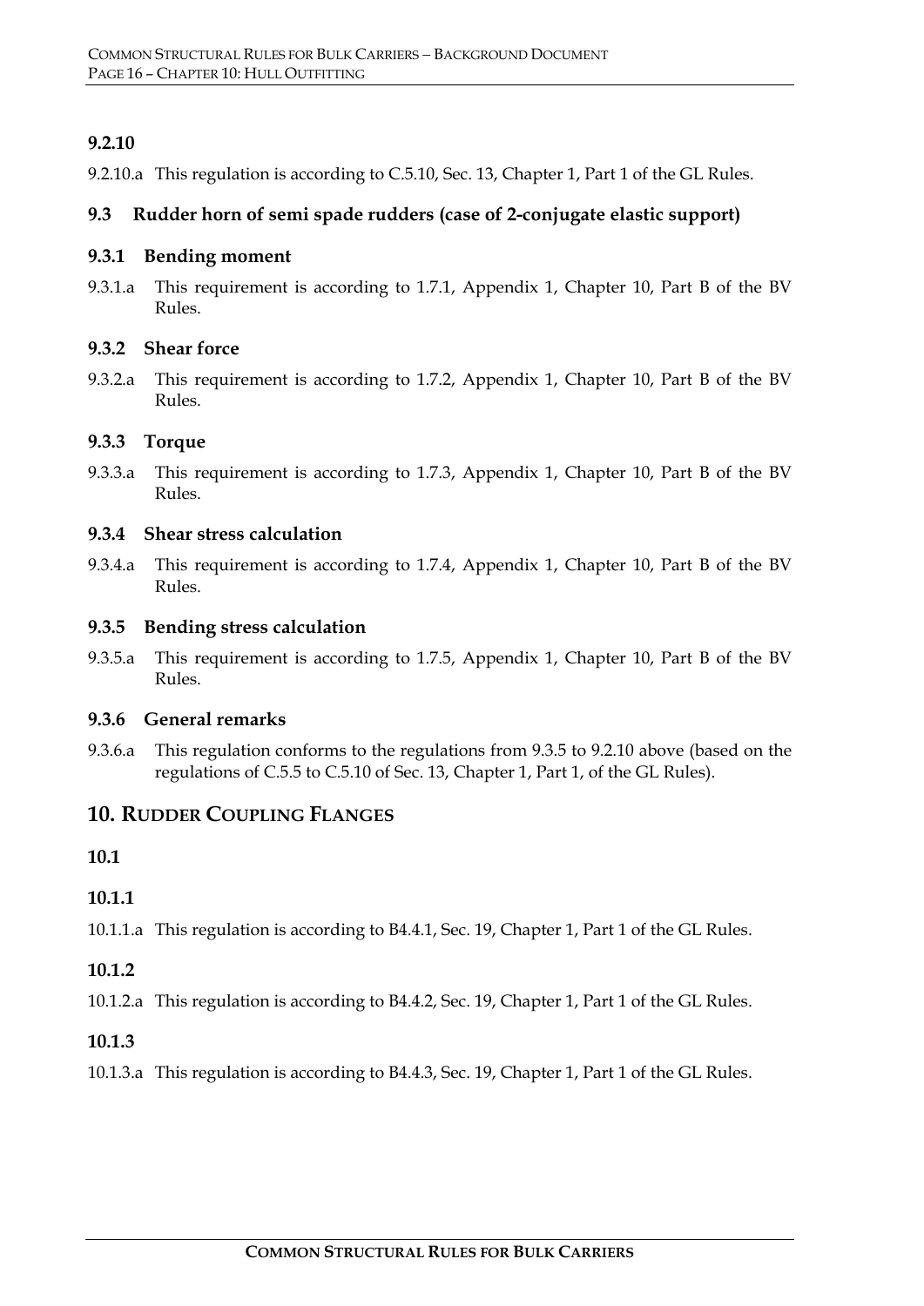### 9.2.10

9.2.10.a This regulation is according to C.5.10, Sec. 13, Chapter 1, Part 1 of the GL Rules.

### 9.3 Rudder horn of semi spade rudders (case of 2-conjugate elastic support)

#### 9.3.1 Bending moment

9.3.1.a This requirement is according to 1.7.1, Appendix 1, Chapter 10, Part B of the BV Rules.

#### 9.3.2 Shear force

9.3.2.a This requirement is according to 1.7.2, Appendix 1, Chapter 10, Part B of the BV Rules.

#### 9.3.3 Torque

9.3.3.a This requirement is according to 1.7.3, Appendix 1, Chapter 10, Part B of the BV Rules.

#### 9.3.4 Shear stress calculation

9.3.4.a This requirement is according to 1.7.4, Appendix 1, Chapter 10, Part B of the BV Rules.

#### 9.3.5 Bending stress calculation

9.3.5.a This requirement is according to 1.7.5, Appendix 1, Chapter 10, Part B of the BV Rules.

#### 9.3.6 General remarks

9.3.6.a This regulation conforms to the regulations from 9.3.5 to 9.2.10 above (based on the regulations of C.5.5 to C.5.10 of Sec. 13, Chapter 1, Part 1, of the GL Rules).

## 10. Rudder Coupling Flanges

### 10.1

#### 10.1.1

10.1.1.a This regulation is according to B4.4.1, Sec. 19, Chapter 1, Part 1 of the GL Rules.

#### 10.1.2

10.1.2.a This regulation is according to B4.4.2, Sec. 19, Chapter 1, Part 1 of the GL Rules.

#### 10.1.3

10.1.3.a This regulation is according to B4.4.3, Sec. 19, Chapter 1, Part 1 of the GL Rules.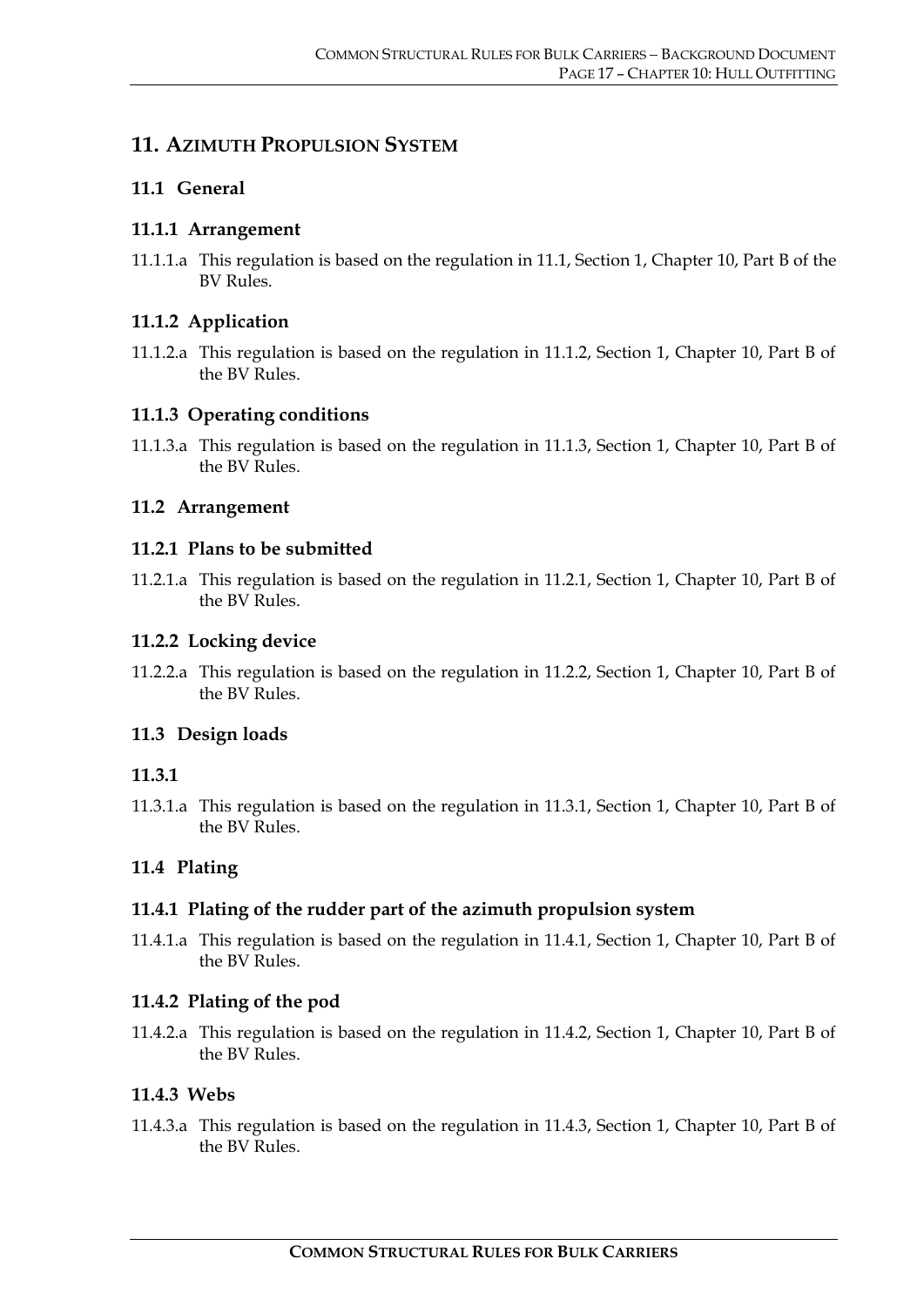# 11. Azimuth Propulsion System

## 11.1 General

### 11.1.1 Arrangement

11.1.1.a This regulation is based on the regulation in 11.1, Section 1, Chapter 10, Part B of the BV Rules.

### 11.1.2 Application

11.1.2.a This regulation is based on the regulation in 11.1.2, Section 1, Chapter 10, Part B of the BV Rules.

### 11.1.3 Operating conditions

11.1.3.a This regulation is based on the regulation in 11.1.3, Section 1, Chapter 10, Part B of the BV Rules.

## 11.2 Arrangement

### 11.2.1 Plans to be submitted

11.2.1.a This regulation is based on the regulation in 11.2.1, Section 1, Chapter 10, Part B of the BV Rules.

### 11.2.2 Locking device

11.2.2.a This regulation is based on the regulation in 11.2.2, Section 1, Chapter 10, Part B of the BV Rules.

## 11.3 Design loads

### 11.3.1

11.3.1.a This regulation is based on the regulation in 11.3.1, Section 1, Chapter 10, Part B of the BV Rules.

## 11.4 Plating

### 11.4.1 Plating of the rudder part of the azimuth propulsion system

11.4.1.a This regulation is based on the regulation in 11.4.1, Section 1, Chapter 10, Part B of the BV Rules.

### 11.4.2 Plating of the pod

11.4.2.a This regulation is based on the regulation in 11.4.2, Section 1, Chapter 10, Part B of the BV Rules.

### 11.4.3 Webs

11.4.3.a This regulation is based on the regulation in 11.4.3, Section 1, Chapter 10, Part B of the BV Rules.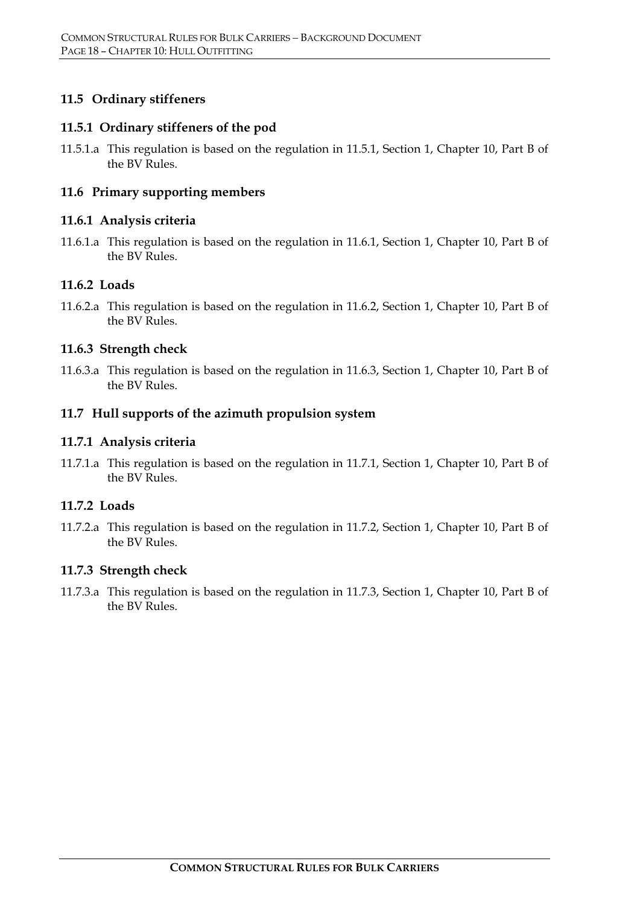## 11.5 Ordinary stiffeners

### 11.5.1 Ordinary stiffeners of the pod

11.5.1.a This regulation is based on the regulation in 11.5.1, Section 1, Chapter 10, Part B of the BV Rules.

## 11.6 Primary supporting members

### 11.6.1 Analysis criteria

11.6.1.a This regulation is based on the regulation in 11.6.1, Section 1, Chapter 10, Part B of the BV Rules.

### 11.6.2 Loads

11.6.2.a This regulation is based on the regulation in 11.6.2, Section 1, Chapter 10, Part B of the BV Rules.

### 11.6.3 Strength check

11.6.3.a This regulation is based on the regulation in 11.6.3, Section 1, Chapter 10, Part B of the BV Rules.

## 11.7 Hull supports of the azimuth propulsion system

### 11.7.1 Analysis criteria

11.7.1.a This regulation is based on the regulation in 11.7.1, Section 1, Chapter 10, Part B of the BV Rules.

### 11.7.2 Loads

11.7.2.a This regulation is based on the regulation in 11.7.2, Section 1, Chapter 10, Part B of the BV Rules.

### 11.7.3 Strength check

11.7.3.a This regulation is based on the regulation in 11.7.3, Section 1, Chapter 10, Part B of the BV Rules.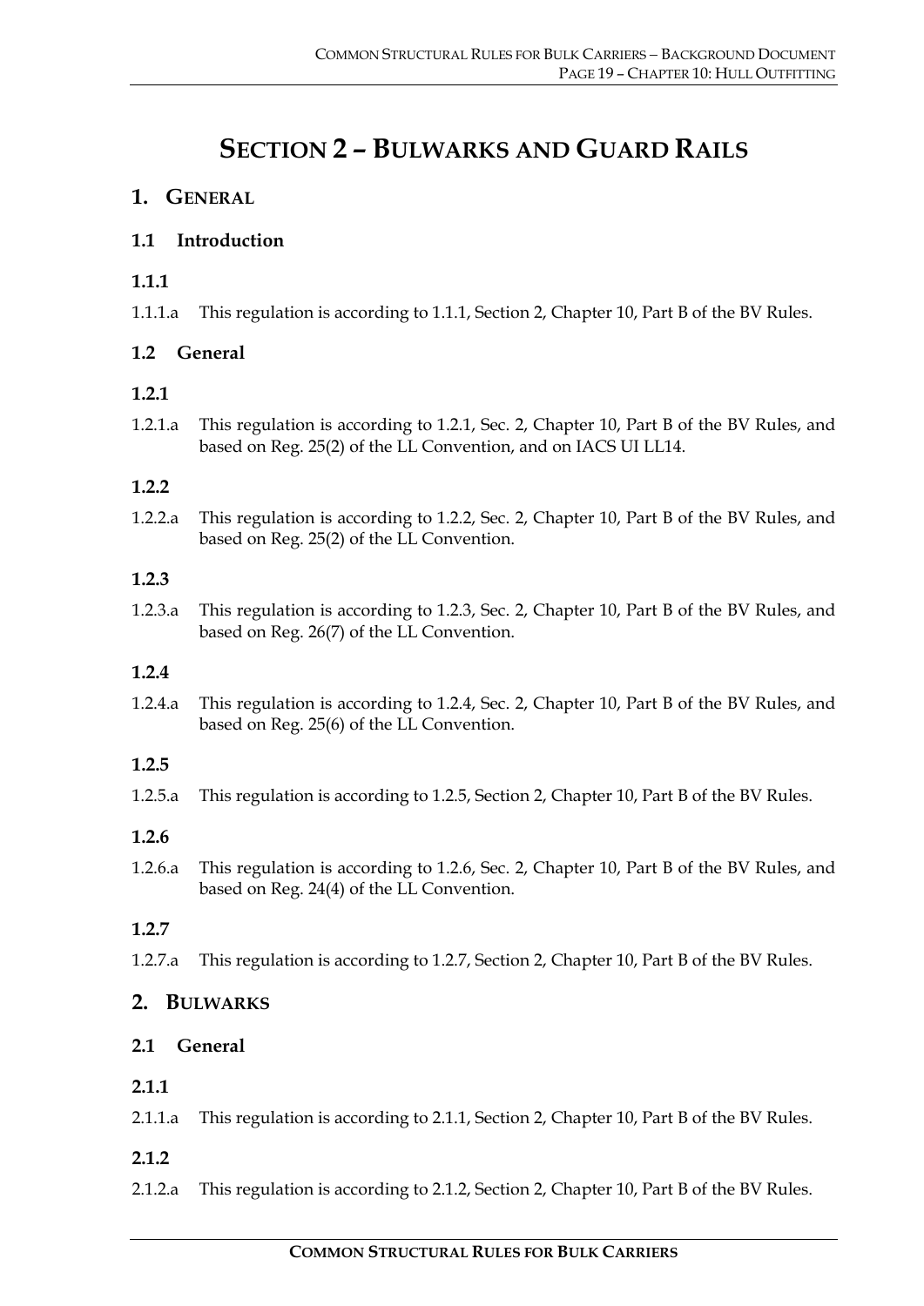# SECTION 2 – BULWARKS AND GUARD RAILS

## 1. GENERAL

### 1.1 Introduction

#### 1.1.1

1.1.1.a This regulation is according to 1.1.1, Section 2, Chapter 10, Part B of the BV Rules.

### 1.2 General

#### 1.2.1

1.2.1.a This regulation is according to 1.2.1, Sec. 2, Chapter 10, Part B of the BV Rules, and based on Reg. 25(2) of the LL Convention, and on IACS UI LL14.

#### 1.2.2

1.2.2.a This regulation is according to 1.2.2, Sec. 2, Chapter 10, Part B of the BV Rules, and based on Reg. 25(2) of the LL Convention.

#### 1.2.3

1.2.3.a This regulation is according to 1.2.3, Sec. 2, Chapter 10, Part B of the BV Rules, and based on Reg. 26(7) of the LL Convention.

#### 1.2.4

1.2.4.a This regulation is according to 1.2.4, Sec. 2, Chapter 10, Part B of the BV Rules, and based on Reg. 25(6) of the LL Convention.

#### 1.2.5

1.2.5.a This regulation is according to 1.2.5, Section 2, Chapter 10, Part B of the BV Rules.

#### 1.2.6

1.2.6.a This regulation is according to 1.2.6, Sec. 2, Chapter 10, Part B of the BV Rules, and based on Reg. 24(4) of the LL Convention.

#### 1.2.7

1.2.7.a This regulation is according to 1.2.7, Section 2, Chapter 10, Part B of the BV Rules.

## 2. BULWARKS

### 2.1 General

#### 2.1.1

2.1.1.a This regulation is according to 2.1.1, Section 2, Chapter 10, Part B of the BV Rules.

#### 2.1.2

2.1.2.a This regulation is according to 2.1.2, Section 2, Chapter 10, Part B of the BV Rules.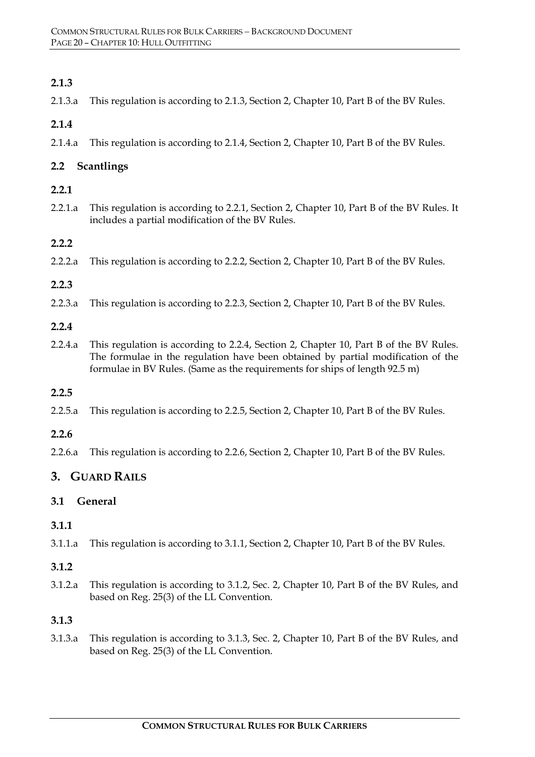### 2.1.3

2.1.3.a This regulation is according to 2.1.3, Section 2, Chapter 10, Part B of the BV Rules.

### 2.1.4

2.1.4.a This regulation is according to 2.1.4, Section 2, Chapter 10, Part B of the BV Rules.

## 2.2 Scantlings

### 2.2.1

2.2.1.a This regulation is according to 2.2.1, Section 2, Chapter 10, Part B of the BV Rules. It includes a partial modification of the BV Rules.

### 2.2.2

2.2.2.a This regulation is according to 2.2.2, Section 2, Chapter 10, Part B of the BV Rules.

### 2.2.3

2.2.3.a This regulation is according to 2.2.3, Section 2, Chapter 10, Part B of the BV Rules.

### 2.2.4

2.2.4.a This regulation is according to 2.2.4, Section 2, Chapter 10, Part B of the BV Rules. The formulae in the regulation have been obtained by partial modification of the formulae in BV Rules. (Same as the requirements for ships of length 92.5 m)

### 2.2.5

2.2.5.a This regulation is according to 2.2.5, Section 2, Chapter 10, Part B of the BV Rules.

### 2.2.6

2.2.6.a This regulation is according to 2.2.6, Section 2, Chapter 10, Part B of the BV Rules.

# 3. Guard Rails

## 3.1 General

### 3.1.1

3.1.1.a This regulation is according to 3.1.1, Section 2, Chapter 10, Part B of the BV Rules.

### 3.1.2

3.1.2.a This regulation is according to 3.1.2, Sec. 2, Chapter 10, Part B of the BV Rules, and based on Reg. 25(3) of the LL Convention.

### 3.1.3

3.1.3.a This regulation is according to 3.1.3, Sec. 2, Chapter 10, Part B of the BV Rules, and based on Reg. 25(3) of the LL Convention.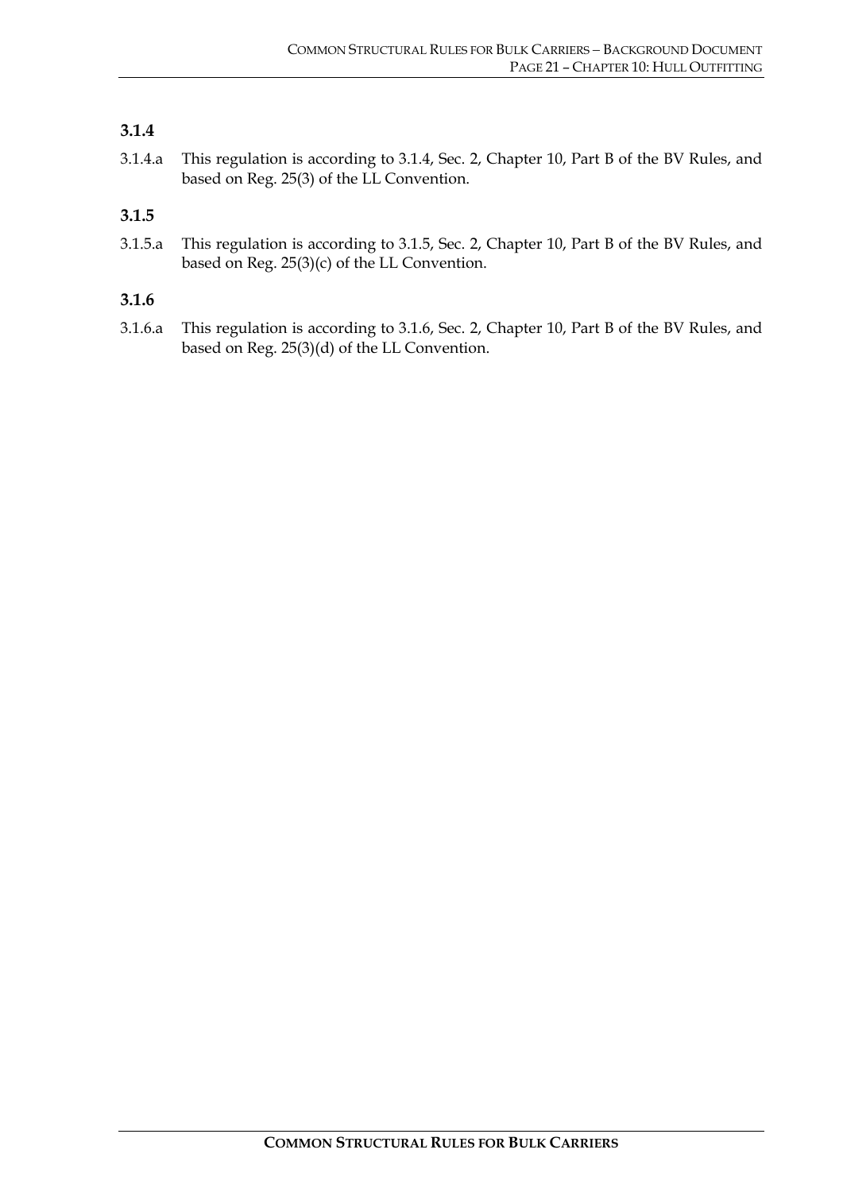### 3.1.4

3.1.4.a This regulation is according to 3.1.4, Sec. 2, Chapter 10, Part B of the BV Rules, and based on Reg. 25(3) of the LL Convention.

### 3.1.5

3.1.5.a This regulation is according to 3.1.5, Sec. 2, Chapter 10, Part B of the BV Rules, and based on Reg. 25(3)(c) of the LL Convention.

### 3.1.6

3.1.6.a This regulation is according to 3.1.6, Sec. 2, Chapter 10, Part B of the BV Rules, and based on Reg. 25(3)(d) of the LL Convention.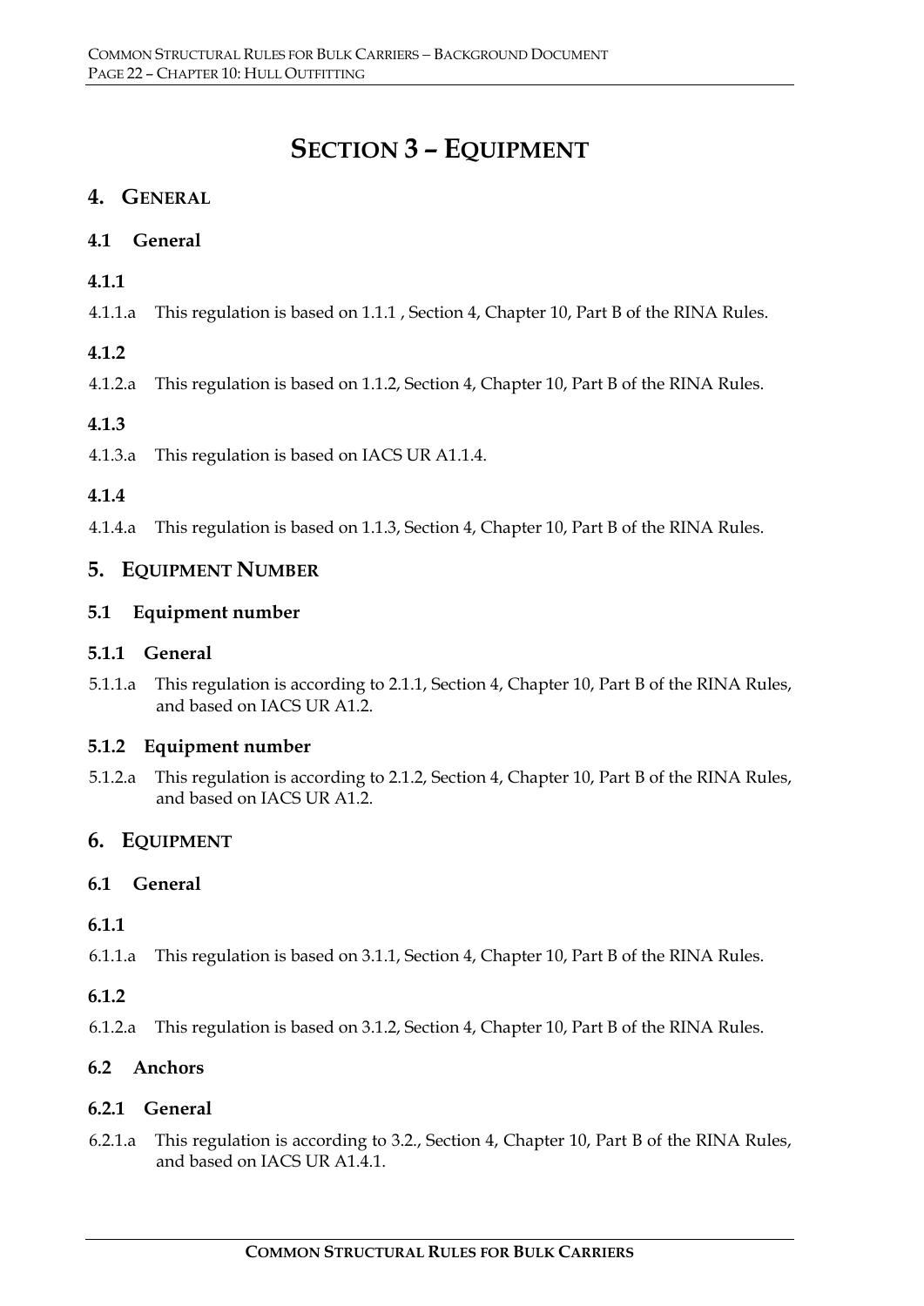# SECTION 3 – EQUIPMENT

## 4. GENERAL

### 4.1 General

#### 4.1.1

4.1.1.a This regulation is based on 1.1.1 , Section 4, Chapter 10, Part B of the RINA Rules.

#### 4.1.2

4.1.2.a This regulation is based on 1.1.2, Section 4, Chapter 10, Part B of the RINA Rules.

#### 4.1.3

4.1.3.a This regulation is based on IACS UR A1.1.4.

#### 4.1.4

4.1.4.a This regulation is based on 1.1.3, Section 4, Chapter 10, Part B of the RINA Rules.

## 5. EQUIPMENT NUMBER

### 5.1 Equipment number

#### 5.1.1 General

5.1.1.a This regulation is according to 2.1.1, Section 4, Chapter 10, Part B of the RINA Rules, and based on IACS UR A1.2.

#### 5.1.2 Equipment number

5.1.2.a This regulation is according to 2.1.2, Section 4, Chapter 10, Part B of the RINA Rules, and based on IACS UR A1.2.

## 6. EQUIPMENT

### 6.1 General

#### 6.1.1

6.1.1.a This regulation is based on 3.1.1, Section 4, Chapter 10, Part B of the RINA Rules.

#### 6.1.2

6.1.2.a This regulation is based on 3.1.2, Section 4, Chapter 10, Part B of the RINA Rules.

### 6.2 Anchors

#### 6.2.1 General

6.2.1.a This regulation is according to 3.2., Section 4, Chapter 10, Part B of the RINA Rules, and based on IACS UR A1.4.1.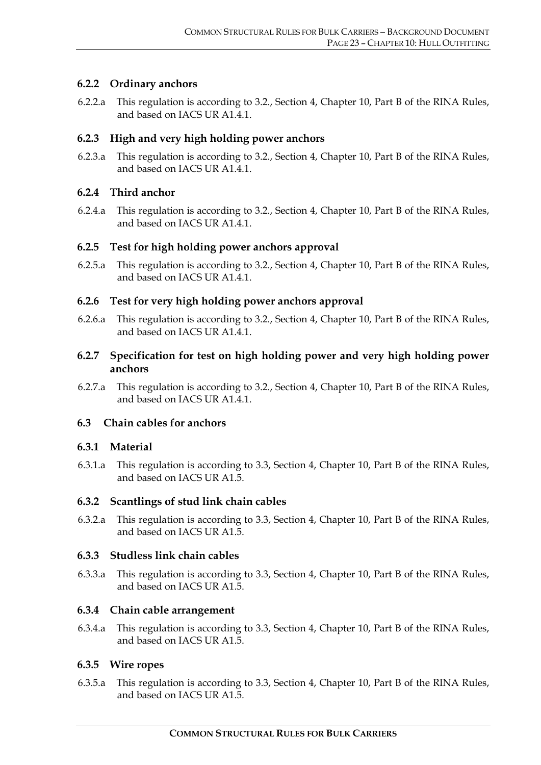### 6.2.2 Ordinary anchors

6.2.2.a This regulation is according to 3.2., Section 4, Chapter 10, Part B of the RINA Rules, and based on IACS UR A1.4.1.

### 6.2.3 High and very high holding power anchors

6.2.3.a This regulation is according to 3.2., Section 4, Chapter 10, Part B of the RINA Rules, and based on IACS UR A1.4.1.

### 6.2.4 Third anchor

6.2.4.a This regulation is according to 3.2., Section 4, Chapter 10, Part B of the RINA Rules, and based on IACS UR A1.4.1.

### 6.2.5 Test for high holding power anchors approval

6.2.5.a This regulation is according to 3.2., Section 4, Chapter 10, Part B of the RINA Rules, and based on IACS UR A1.4.1.

### 6.2.6 Test for very high holding power anchors approval

6.2.6.a This regulation is according to 3.2., Section 4, Chapter 10, Part B of the RINA Rules, and based on IACS UR A1.4.1.

### 6.2.7 Specification for test on high holding power and very high holding power anchors

6.2.7.a This regulation is according to 3.2., Section 4, Chapter 10, Part B of the RINA Rules, and based on IACS UR A1.4.1.

## 6.3 Chain cables for anchors

### 6.3.1 Material

6.3.1.a This regulation is according to 3.3, Section 4, Chapter 10, Part B of the RINA Rules, and based on IACS UR A1.5.

### 6.3.2 Scantlings of stud link chain cables

6.3.2.a This regulation is according to 3.3, Section 4, Chapter 10, Part B of the RINA Rules, and based on IACS UR A1.5.

### 6.3.3 Studless link chain cables

6.3.3.a This regulation is according to 3.3, Section 4, Chapter 10, Part B of the RINA Rules, and based on IACS UR A1.5.

### 6.3.4 Chain cable arrangement

6.3.4.a This regulation is according to 3.3, Section 4, Chapter 10, Part B of the RINA Rules, and based on IACS UR A1.5.

### 6.3.5 Wire ropes

6.3.5.a This regulation is according to 3.3, Section 4, Chapter 10, Part B of the RINA Rules, and based on IACS UR A1.5.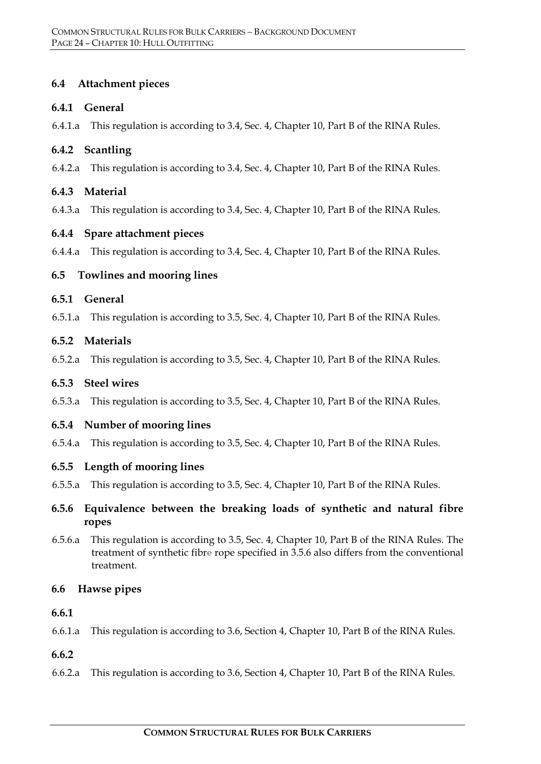### 6.4 Attachment pieces

#### 6.4.1 General

6.4.1.a This regulation is according to 3.4, Sec. 4, Chapter 10, Part B of the RINA Rules.

#### 6.4.2 Scantling

6.4.2.a This regulation is according to 3.4, Sec. 4, Chapter 10, Part B of the RINA Rules.

#### 6.4.3 Material

6.4.3.a This regulation is according to 3.4, Sec. 4, Chapter 10, Part B of the RINA Rules.

#### 6.4.4 Spare attachment pieces

6.4.4.a This regulation is according to 3.4, Sec. 4, Chapter 10, Part B of the RINA Rules.

### 6.5 Towlines and mooring lines

#### 6.5.1 General

6.5.1.a This regulation is according to 3.5, Sec. 4, Chapter 10, Part B of the RINA Rules.

#### 6.5.2 Materials

6.5.2.a This regulation is according to 3.5, Sec. 4, Chapter 10, Part B of the RINA Rules.

#### 6.5.3 Steel wires

6.5.3.a This regulation is according to 3.5, Sec. 4, Chapter 10, Part B of the RINA Rules.

#### 6.5.4 Number of mooring lines

6.5.4.a This regulation is according to 3.5, Sec. 4, Chapter 10, Part B of the RINA Rules.

#### 6.5.5 Length of mooring lines

6.5.5.a This regulation is according to 3.5, Sec. 4, Chapter 10, Part B of the RINA Rules.

#### 6.5.6 Equivalence between the breaking loads of synthetic and natural fibre ropes

6.5.6.a This regulation is according to 3.5, Sec. 4, Chapter 10, Part B of the RINA Rules. The treatment of synthetic fibre rope specified in 3.5.6 also differs from the conventional treatment.

### 6.6 Hawse pipes

#### 6.6.1

6.6.1.a This regulation is according to 3.6, Section 4, Chapter 10, Part B of the RINA Rules.

#### 6.6.2

6.6.2.a This regulation is according to 3.6, Section 4, Chapter 10, Part B of the RINA Rules.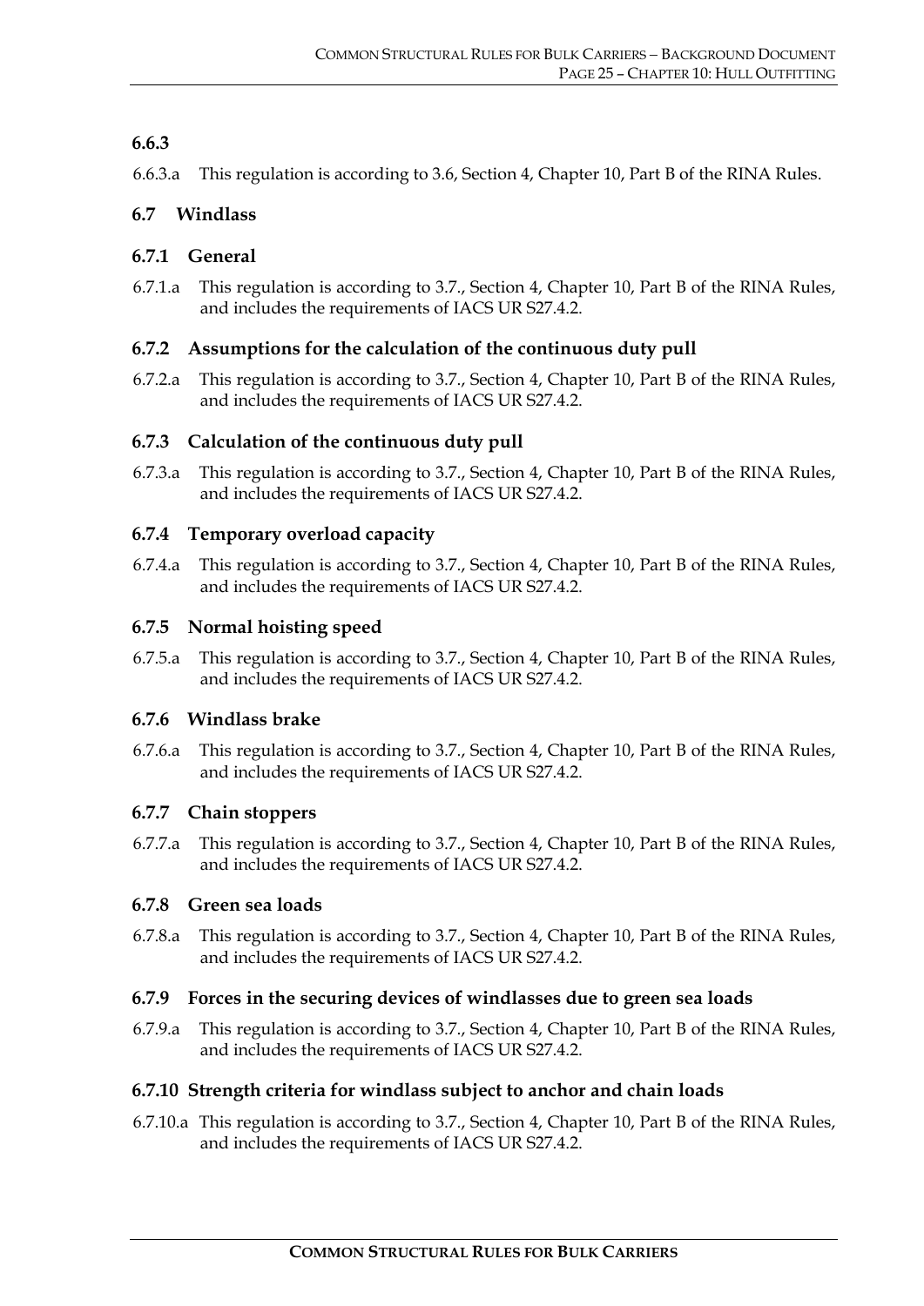### 6.6.3

6.6.3.a This regulation is according to 3.6, Section 4, Chapter 10, Part B of the RINA Rules.

## 6.7 Windlass

### 6.7.1 General

6.7.1.a This regulation is according to 3.7., Section 4, Chapter 10, Part B of the RINA Rules, and includes the requirements of IACS UR S27.4.2.

### 6.7.2 Assumptions for the calculation of the continuous duty pull

6.7.2.a This regulation is according to 3.7., Section 4, Chapter 10, Part B of the RINA Rules, and includes the requirements of IACS UR S27.4.2.

### 6.7.3 Calculation of the continuous duty pull

6.7.3.a This regulation is according to 3.7., Section 4, Chapter 10, Part B of the RINA Rules, and includes the requirements of IACS UR S27.4.2.

### 6.7.4 Temporary overload capacity

6.7.4.a This regulation is according to 3.7., Section 4, Chapter 10, Part B of the RINA Rules, and includes the requirements of IACS UR S27.4.2.

### 6.7.5 Normal hoisting speed

6.7.5.a This regulation is according to 3.7., Section 4, Chapter 10, Part B of the RINA Rules, and includes the requirements of IACS UR S27.4.2.

### 6.7.6 Windlass brake

6.7.6.a This regulation is according to 3.7., Section 4, Chapter 10, Part B of the RINA Rules, and includes the requirements of IACS UR S27.4.2.

### 6.7.7 Chain stoppers

6.7.7.a This regulation is according to 3.7., Section 4, Chapter 10, Part B of the RINA Rules, and includes the requirements of IACS UR S27.4.2.

### 6.7.8 Green sea loads

6.7.8.a This regulation is according to 3.7., Section 4, Chapter 10, Part B of the RINA Rules, and includes the requirements of IACS UR S27.4.2.

### 6.7.9 Forces in the securing devices of windlasses due to green sea loads

6.7.9.a This regulation is according to 3.7., Section 4, Chapter 10, Part B of the RINA Rules, and includes the requirements of IACS UR S27.4.2.

### 6.7.10 Strength criteria for windlass subject to anchor and chain loads

6.7.10.a This regulation is according to 3.7., Section 4, Chapter 10, Part B of the RINA Rules, and includes the requirements of IACS UR S27.4.2.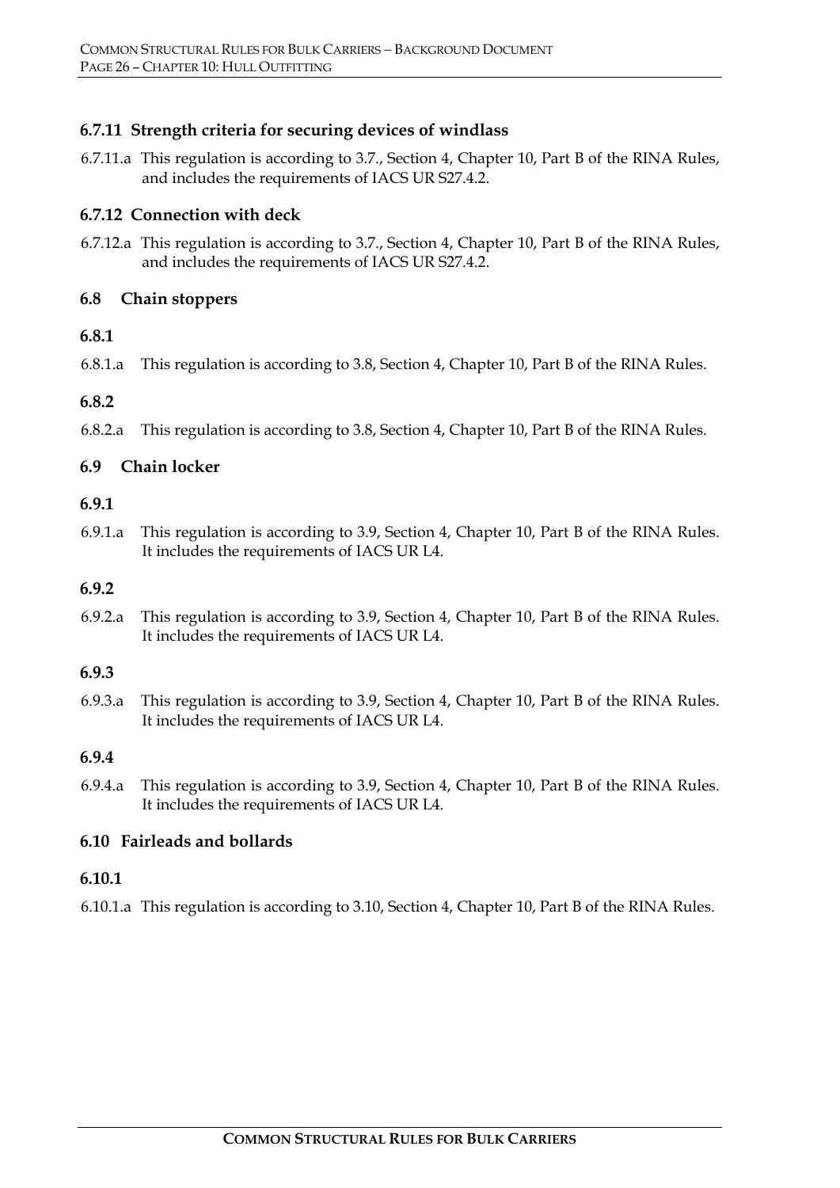### 6.7.11 Strength criteria for securing devices of windlass

6.7.11.a This regulation is according to 3.7., Section 4, Chapter 10, Part B of the RINA Rules, and includes the requirements of IACS UR S27.4.2.

### 6.7.12 Connection with deck

6.7.12.a This regulation is according to 3.7., Section 4, Chapter 10, Part B of the RINA Rules, and includes the requirements of IACS UR S27.4.2.

## 6.8 Chain stoppers

### 6.8.1

6.8.1.a This regulation is according to 3.8, Section 4, Chapter 10, Part B of the RINA Rules.

### 6.8.2

6.8.2.a This regulation is according to 3.8, Section 4, Chapter 10, Part B of the RINA Rules.

## 6.9 Chain locker

### 6.9.1

6.9.1.a This regulation is according to 3.9, Section 4, Chapter 10, Part B of the RINA Rules. It includes the requirements of IACS UR L4.

### 6.9.2

6.9.2.a This regulation is according to 3.9, Section 4, Chapter 10, Part B of the RINA Rules. It includes the requirements of IACS UR L4.

### 6.9.3

6.9.3.a This regulation is according to 3.9, Section 4, Chapter 10, Part B of the RINA Rules. It includes the requirements of IACS UR L4.

### 6.9.4

6.9.4.a This regulation is according to 3.9, Section 4, Chapter 10, Part B of the RINA Rules. It includes the requirements of IACS UR L4.

## 6.10 Fairleads and bollards

### 6.10.1

6.10.1.a This regulation is according to 3.10, Section 4, Chapter 10, Part B of the RINA Rules.